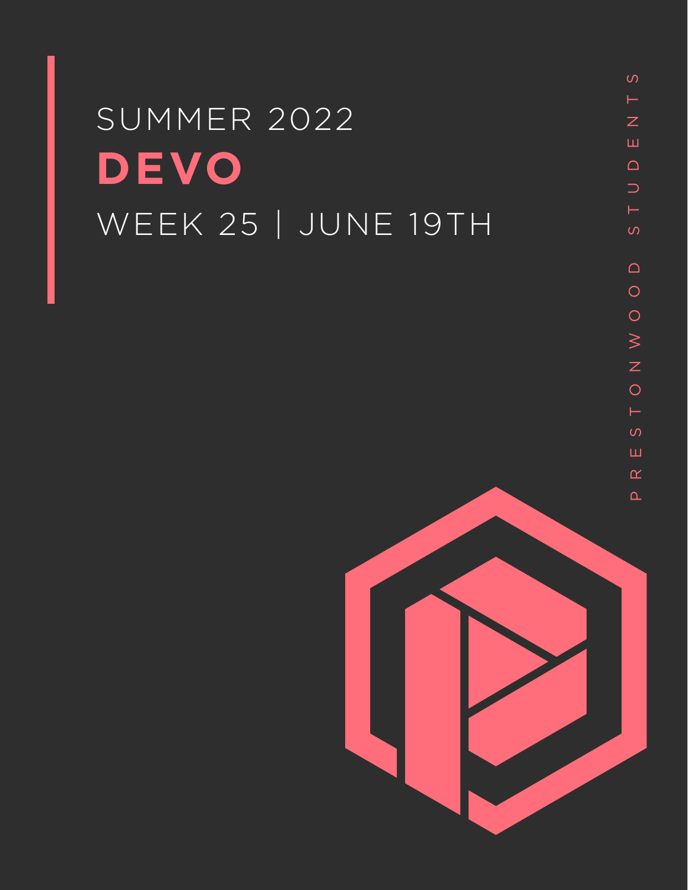SUMMER 2022

# DEVO

WEEK 25 | JUNE 19TH

PRESTONWOOD STUDENTS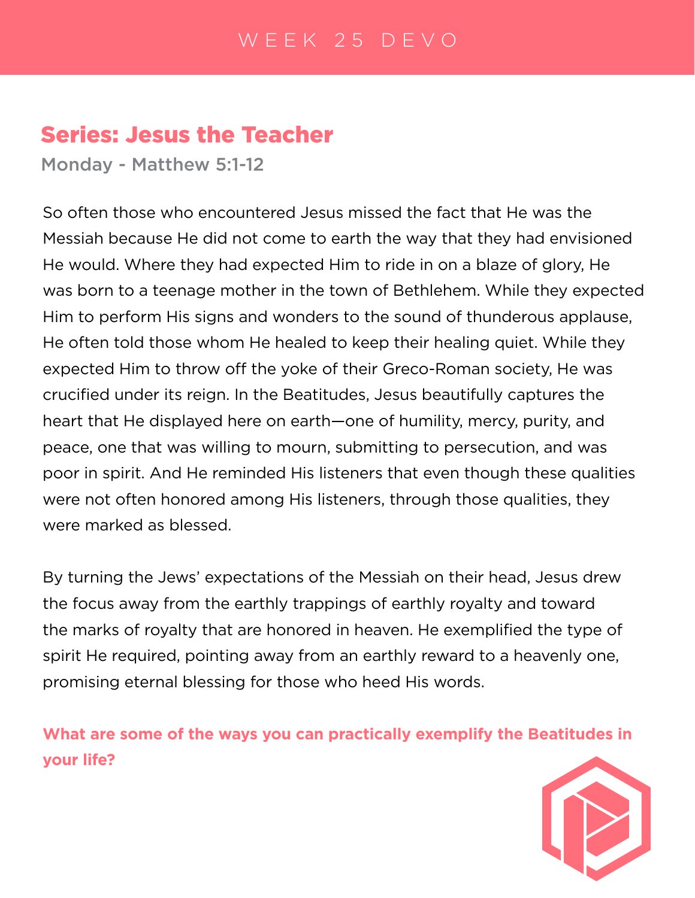# WEEK 25 DEVO

## Series: Jesus the Teacher

**Monday - Matthew 5:1-12**

So often those who encountered Jesus missed the fact that He was the Messiah because He did not come to earth the way that they had envisioned He would. Where they had expected Him to ride in on a blaze of glory, He was born to a teenage mother in the town of Bethlehem. While they expected Him to perform His signs and wonders to the sound of thunderous applause, He often told those whom He healed to keep their healing quiet. While they expected Him to throw off the yoke of their Greco-Roman society, He was crucified under its reign. In the Beatitudes, Jesus beautifully captures the heart that He displayed here on earth—one of humility, mercy, purity, and peace, one that was willing to mourn, submitting to persecution, and was poor in spirit. And He reminded His listeners that even though these qualities were not often honored among His listeners, through those qualities, they were marked as blessed.

By turning the Jews' expectations of the Messiah on their head, Jesus drew the focus away from the earthly trappings of earthly royalty and toward the marks of royalty that are honored in heaven. He exemplified the type of spirit He required, pointing away from an earthly reward to a heavenly one, promising eternal blessing for those who heed His words.

**What are some of the ways you can practically exemplify the Beatitudes in your life?**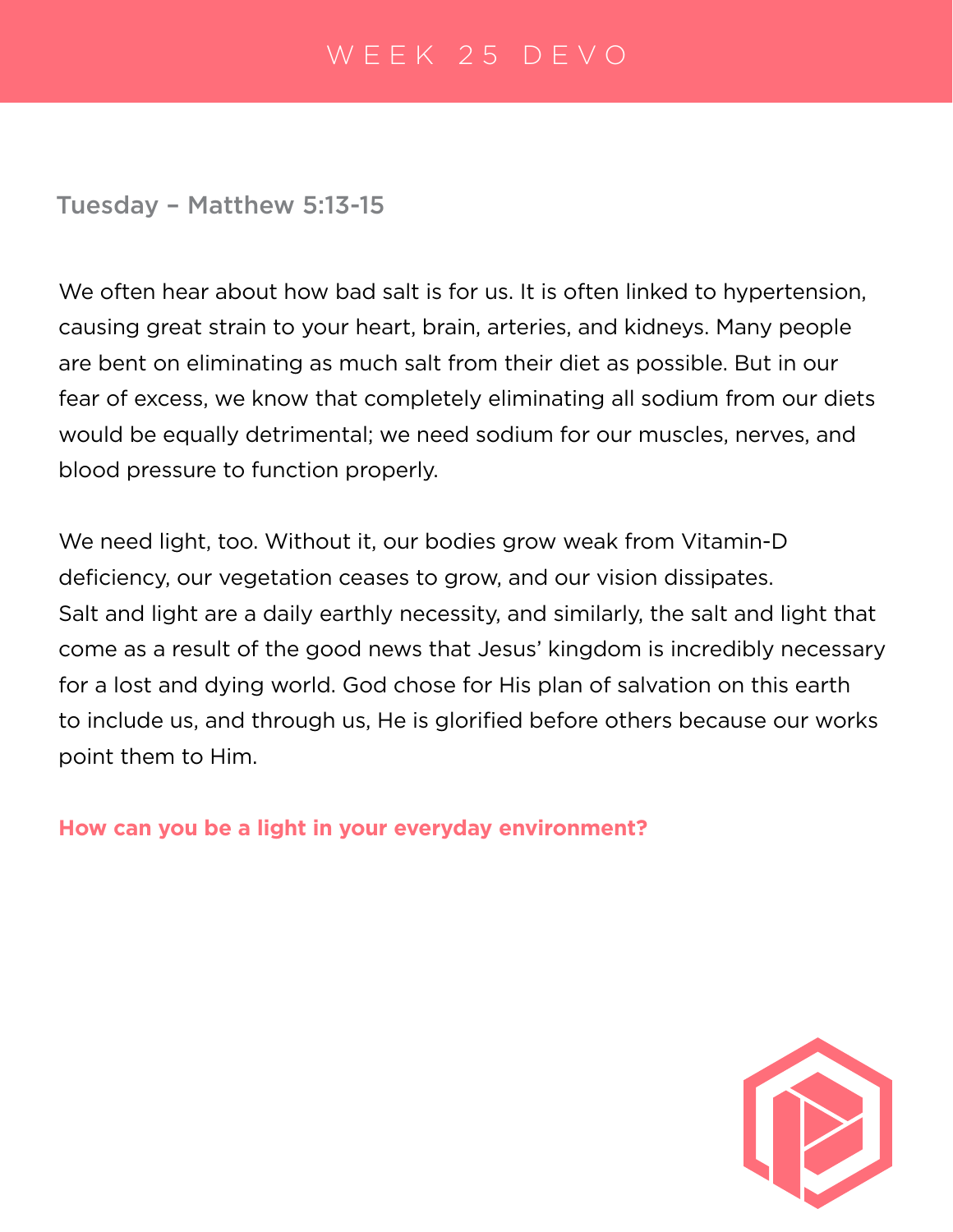# WEEK 25 DEVO

## Tuesday – Matthew 5:13-15

We often hear about how bad salt is for us. It is often linked to hypertension, causing great strain to your heart, brain, arteries, and kidneys. Many people are bent on eliminating as much salt from their diet as possible. But in our fear of excess, we know that completely eliminating all sodium from our diets would be equally detrimental; we need sodium for our muscles, nerves, and blood pressure to function properly.

We need light, too. Without it, our bodies grow weak from Vitamin-D deficiency, our vegetation ceases to grow, and our vision dissipates.
Salt and light are a daily earthly necessity, and similarly, the salt and light that come as a result of the good news that Jesus' kingdom is incredibly necessary for a lost and dying world. God chose for His plan of salvation on this earth to include us, and through us, He is glorified before others because our works point them to Him.

**How can you be a light in your everyday environment?**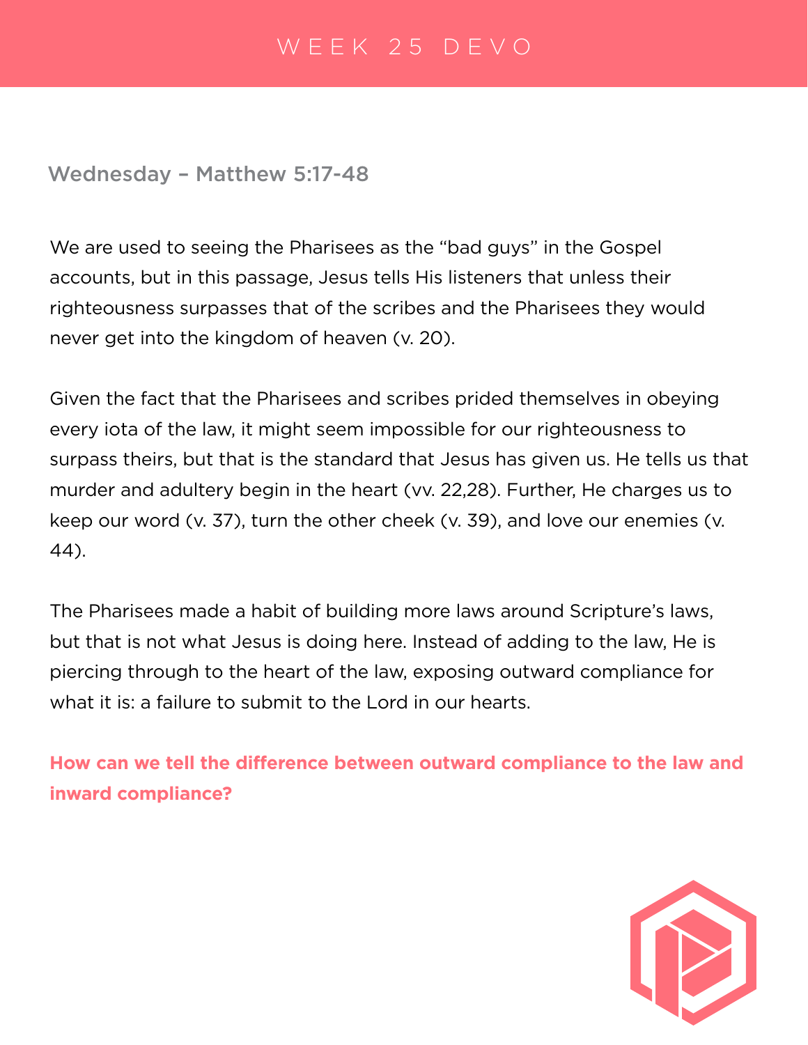# WEEK 25 DEVO

## Wednesday – Matthew 5:17-48

We are used to seeing the Pharisees as the "bad guys" in the Gospel accounts, but in this passage, Jesus tells His listeners that unless their righteousness surpasses that of the scribes and the Pharisees they would never get into the kingdom of heaven (v. 20).

Given the fact that the Pharisees and scribes prided themselves in obeying every iota of the law, it might seem impossible for our righteousness to surpass theirs, but that is the standard that Jesus has given us. He tells us that murder and adultery begin in the heart (vv. 22,28). Further, He charges us to keep our word (v. 37), turn the other cheek (v. 39), and love our enemies (v. 44).

The Pharisees made a habit of building more laws around Scripture's laws, but that is not what Jesus is doing here. Instead of adding to the law, He is piercing through to the heart of the law, exposing outward compliance for what it is: a failure to submit to the Lord in our hearts.

**How can we tell the difference between outward compliance to the law and inward compliance?**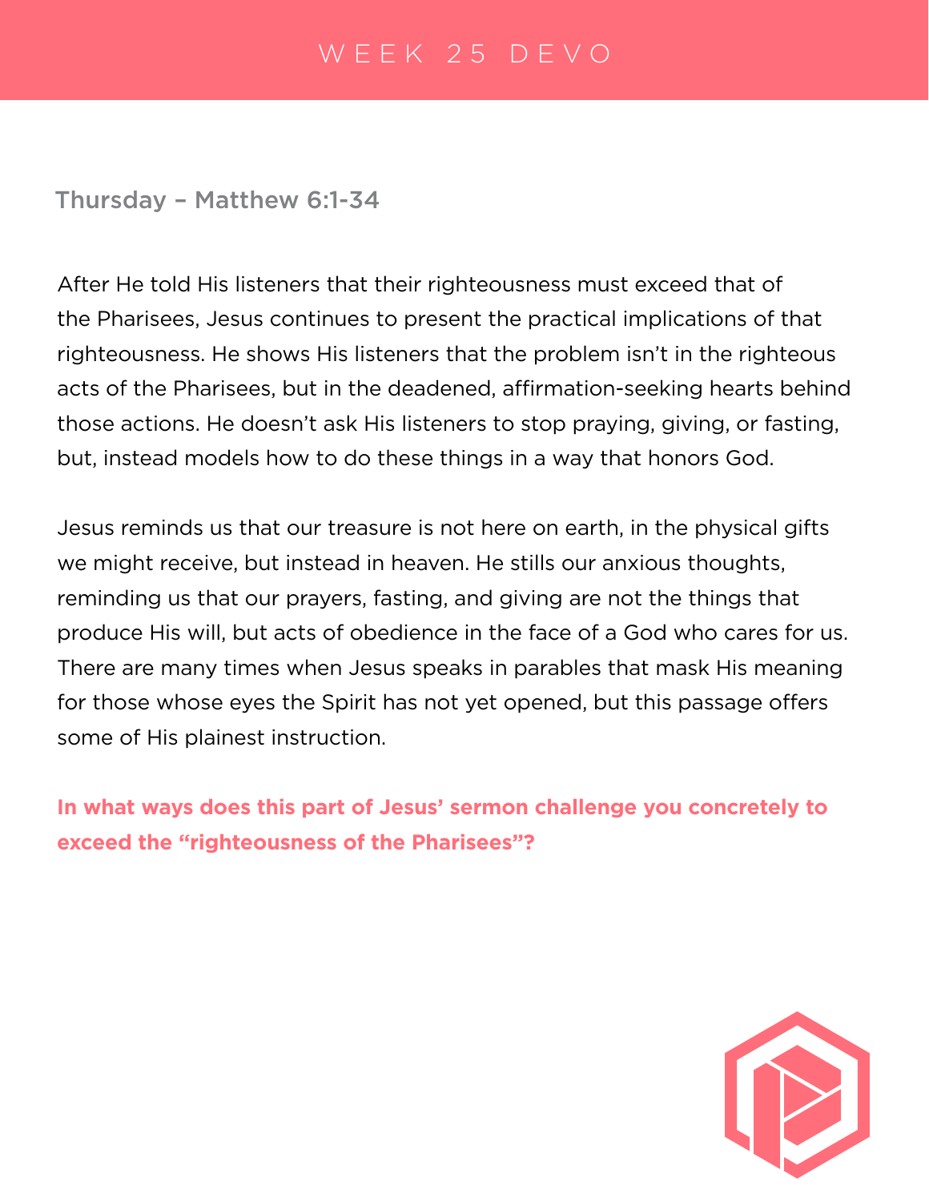# WEEK 25 DEVO

## Thursday – Matthew 6:1-34

After He told His listeners that their righteousness must exceed that of the Pharisees, Jesus continues to present the practical implications of that righteousness. He shows His listeners that the problem isn't in the righteous acts of the Pharisees, but in the deadened, affirmation-seeking hearts behind those actions. He doesn't ask His listeners to stop praying, giving, or fasting, but, instead models how to do these things in a way that honors God.

Jesus reminds us that our treasure is not here on earth, in the physical gifts we might receive, but instead in heaven. He stills our anxious thoughts, reminding us that our prayers, fasting, and giving are not the things that produce His will, but acts of obedience in the face of a God who cares for us. There are many times when Jesus speaks in parables that mask His meaning for those whose eyes the Spirit has not yet opened, but this passage offers some of His plainest instruction.

**In what ways does this part of Jesus' sermon challenge you concretely to exceed the "righteousness of the Pharisees"?**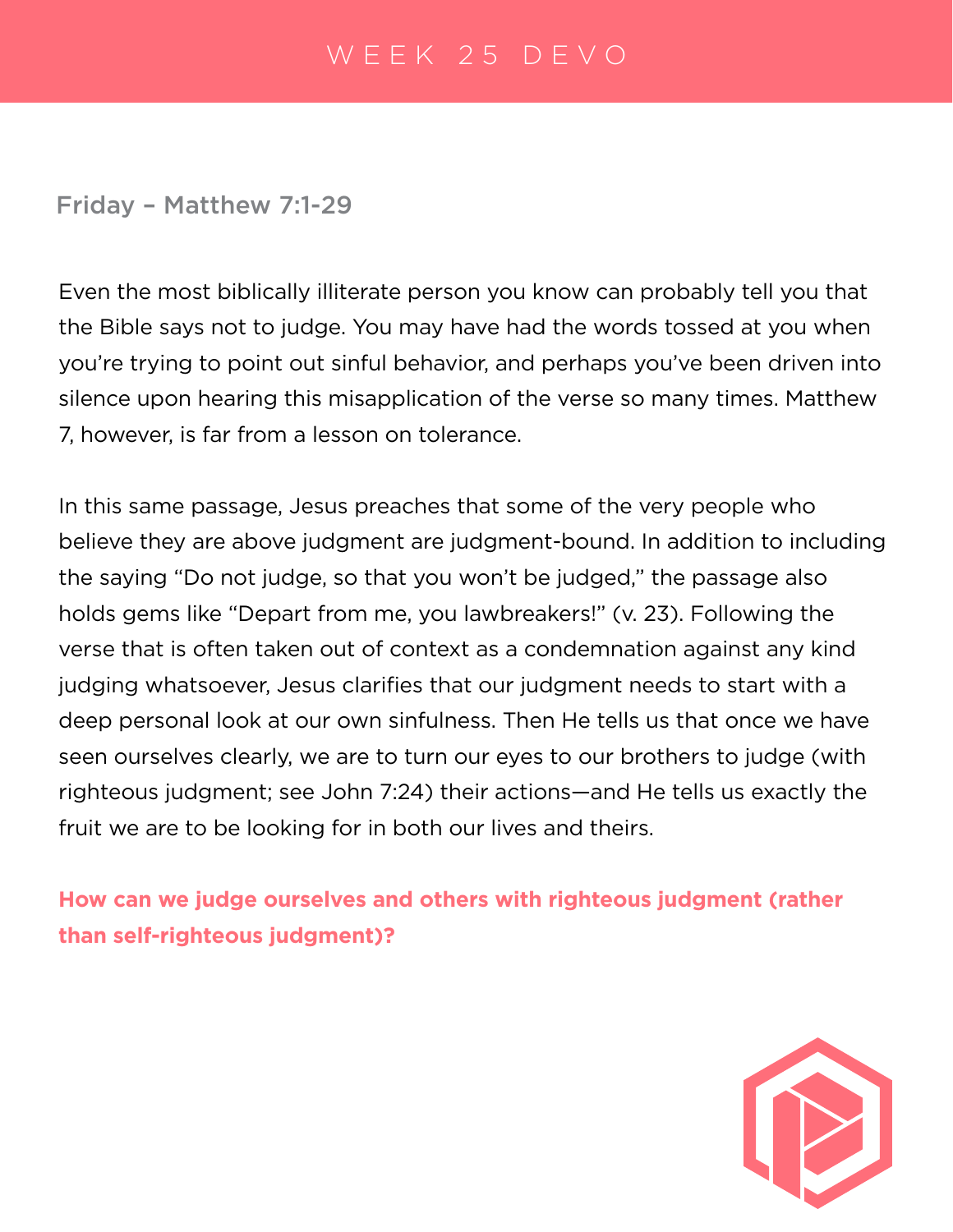# WEEK 25 DEVO

## Friday – Matthew 7:1-29

Even the most biblically illiterate person you know can probably tell you that the Bible says not to judge. You may have had the words tossed at you when you're trying to point out sinful behavior, and perhaps you've been driven into silence upon hearing this misapplication of the verse so many times. Matthew 7, however, is far from a lesson on tolerance.

In this same passage, Jesus preaches that some of the very people who believe they are above judgment are judgment-bound. In addition to including the saying "Do not judge, so that you won't be judged," the passage also holds gems like "Depart from me, you lawbreakers!" (v. 23). Following the verse that is often taken out of context as a condemnation against any kind judging whatsoever, Jesus clarifies that our judgment needs to start with a deep personal look at our own sinfulness. Then He tells us that once we have seen ourselves clearly, we are to turn our eyes to our brothers to judge (with righteous judgment; see John 7:24) their actions—and He tells us exactly the fruit we are to be looking for in both our lives and theirs.

**How can we judge ourselves and others with righteous judgment (rather than self-righteous judgment)?**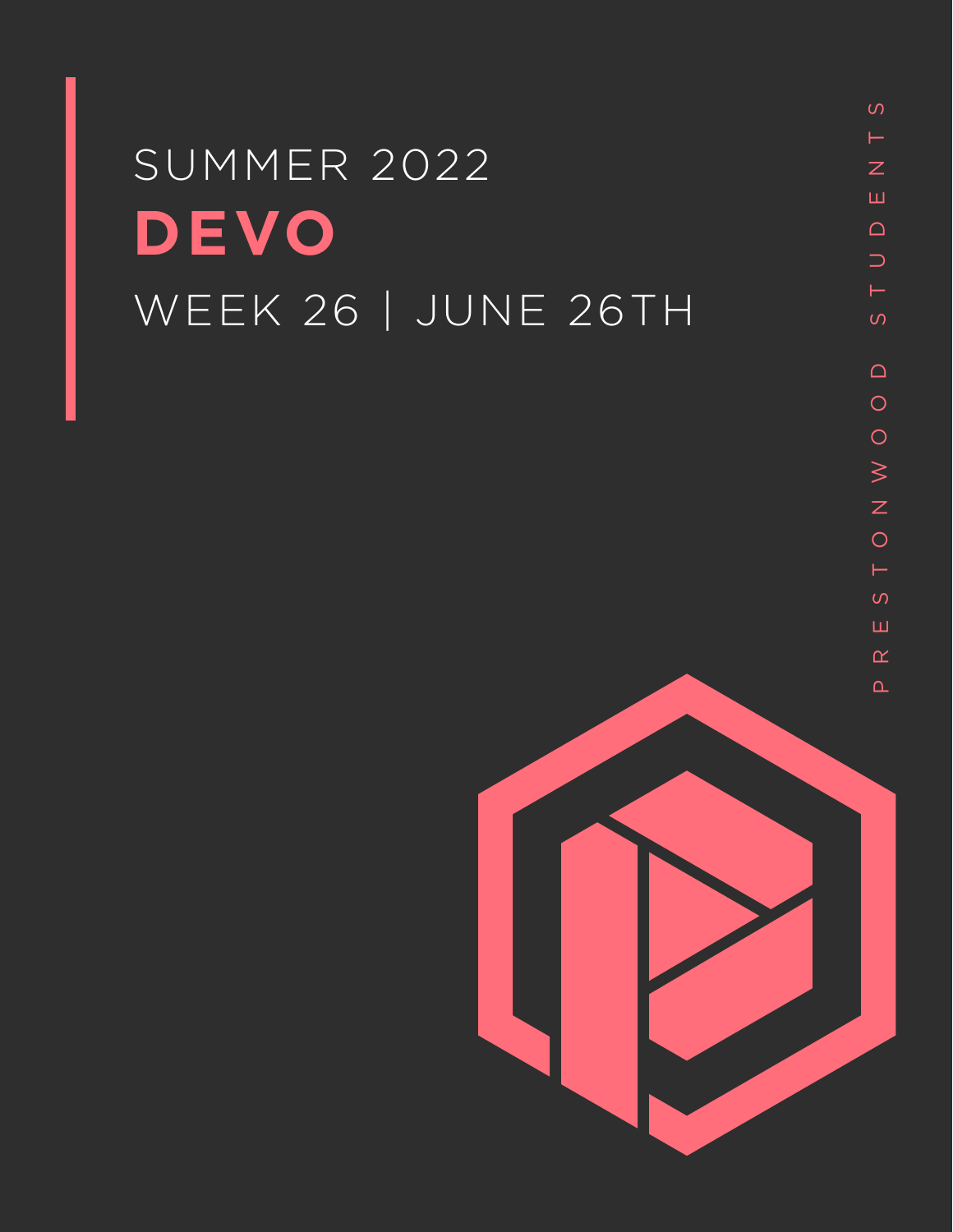SUMMER 2022

# DEVO

WEEK 26 | JUNE 26TH

PRESTONWOOD STUDENTS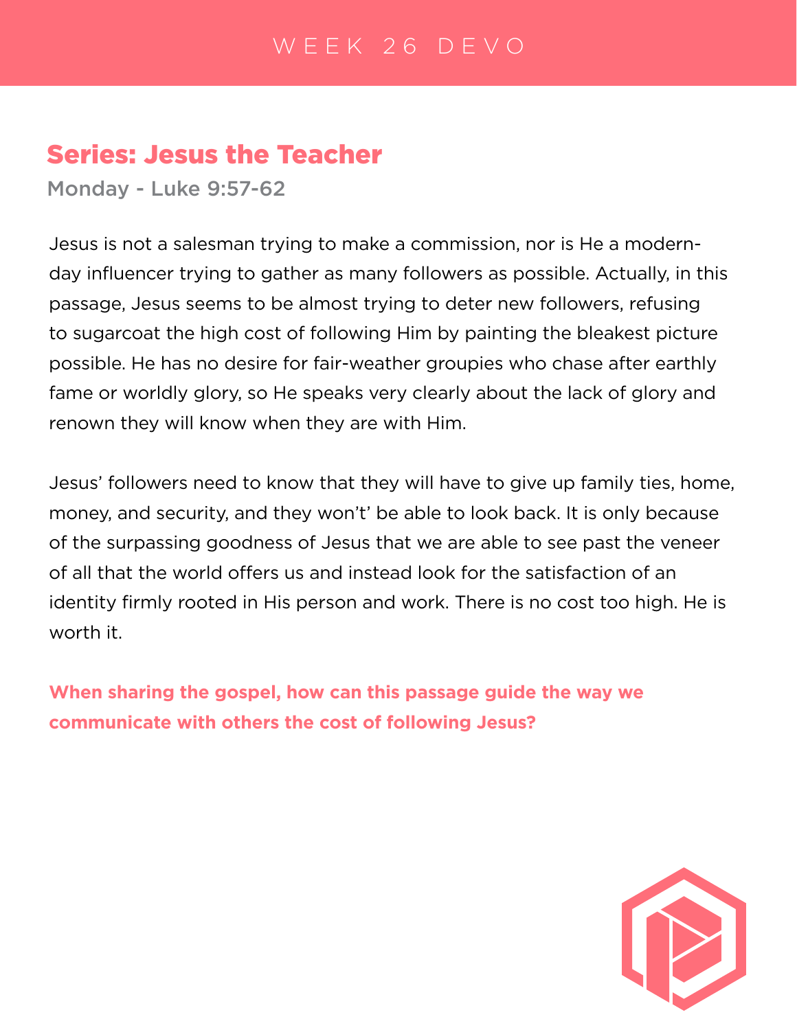# WEEK 26 DEVO

## Series: Jesus the Teacher

**Monday - Luke 9:57-62**

Jesus is not a salesman trying to make a commission, nor is He a modern-day influencer trying to gather as many followers as possible. Actually, in this passage, Jesus seems to be almost trying to deter new followers, refusing to sugarcoat the high cost of following Him by painting the bleakest picture possible. He has no desire for fair-weather groupies who chase after earthly fame or worldly glory, so He speaks very clearly about the lack of glory and renown they will know when they are with Him.

Jesus' followers need to know that they will have to give up family ties, home, money, and security, and they won't' be able to look back. It is only because of the surpassing goodness of Jesus that we are able to see past the veneer of all that the world offers us and instead look for the satisfaction of an identity firmly rooted in His person and work. There is no cost too high. He is worth it.

**When sharing the gospel, how can this passage guide the way we communicate with others the cost of following Jesus?**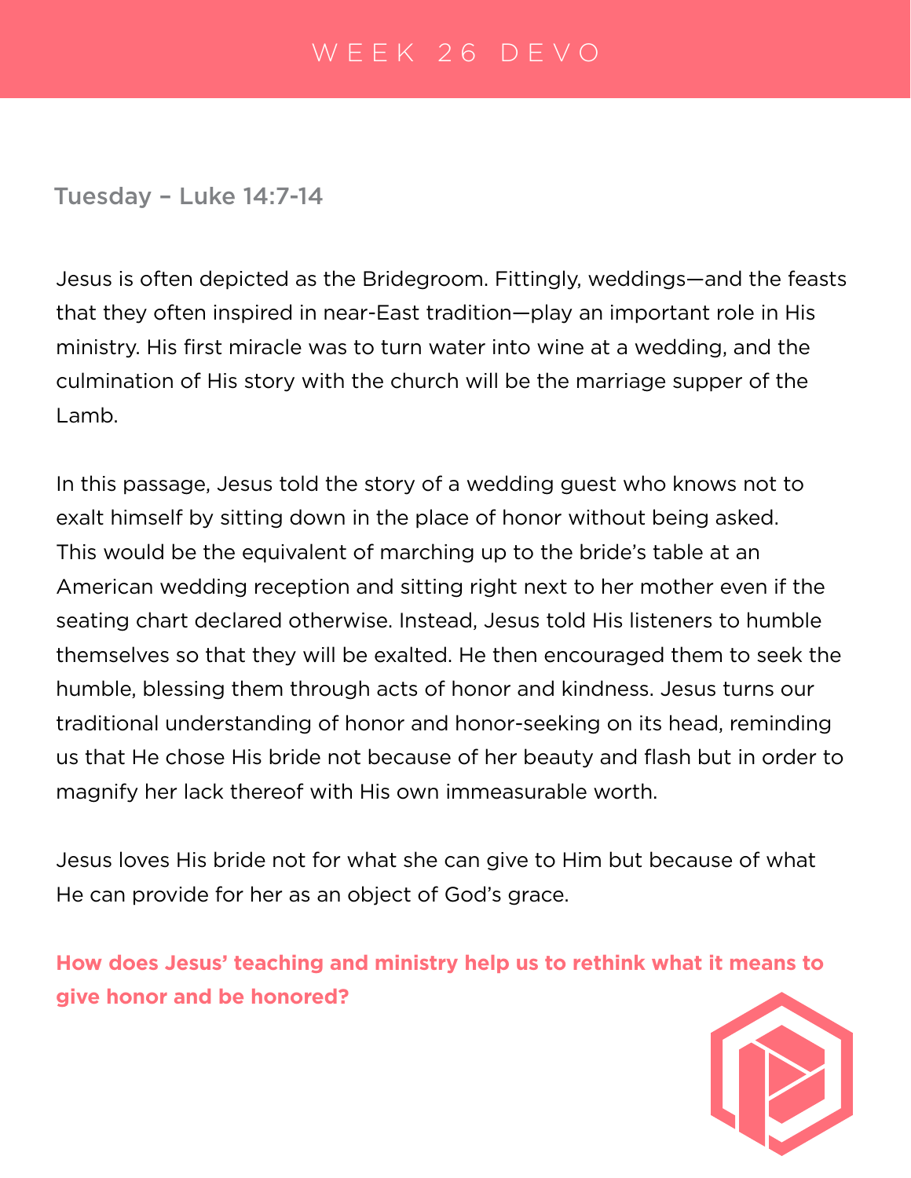# WEEK 26 DEVO

## Tuesday – Luke 14:7-14

Jesus is often depicted as the Bridegroom. Fittingly, weddings—and the feasts that they often inspired in near-East tradition—play an important role in His ministry. His first miracle was to turn water into wine at a wedding, and the culmination of His story with the church will be the marriage supper of the Lamb.

In this passage, Jesus told the story of a wedding guest who knows not to exalt himself by sitting down in the place of honor without being asked. This would be the equivalent of marching up to the bride's table at an American wedding reception and sitting right next to her mother even if the seating chart declared otherwise. Instead, Jesus told His listeners to humble themselves so that they will be exalted. He then encouraged them to seek the humble, blessing them through acts of honor and kindness. Jesus turns our traditional understanding of honor and honor-seeking on its head, reminding us that He chose His bride not because of her beauty and flash but in order to magnify her lack thereof with His own immeasurable worth.

Jesus loves His bride not for what she can give to Him but because of what He can provide for her as an object of God's grace.

**How does Jesus' teaching and ministry help us to rethink what it means to give honor and be honored?**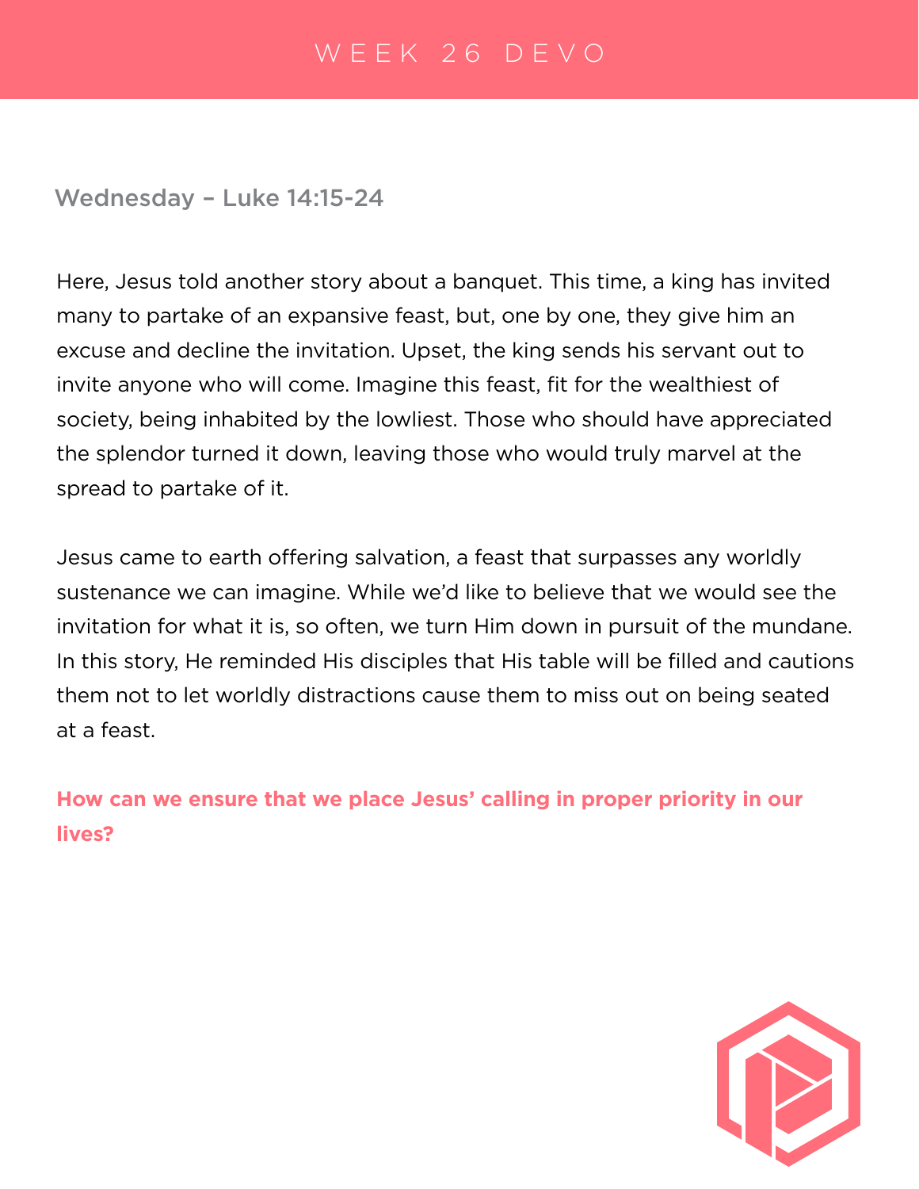# WEEK 26 DEVO

## Wednesday – Luke 14:15-24

Here, Jesus told another story about a banquet. This time, a king has invited many to partake of an expansive feast, but, one by one, they give him an excuse and decline the invitation. Upset, the king sends his servant out to invite anyone who will come. Imagine this feast, fit for the wealthiest of society, being inhabited by the lowliest. Those who should have appreciated the splendor turned it down, leaving those who would truly marvel at the spread to partake of it.

Jesus came to earth offering salvation, a feast that surpasses any worldly sustenance we can imagine. While we'd like to believe that we would see the invitation for what it is, so often, we turn Him down in pursuit of the mundane. In this story, He reminded His disciples that His table will be filled and cautions them not to let worldly distractions cause them to miss out on being seated at a feast.

**How can we ensure that we place Jesus' calling in proper priority in our lives?**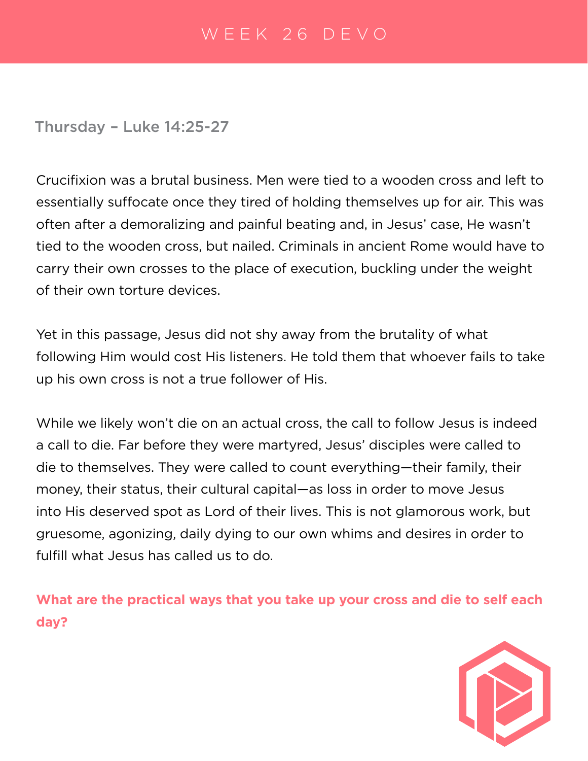# WEEK 26 DEVO

## Thursday – Luke 14:25-27

Crucifixion was a brutal business. Men were tied to a wooden cross and left to essentially suffocate once they tired of holding themselves up for air. This was often after a demoralizing and painful beating and, in Jesus' case, He wasn't tied to the wooden cross, but nailed. Criminals in ancient Rome would have to carry their own crosses to the place of execution, buckling under the weight of their own torture devices.

Yet in this passage, Jesus did not shy away from the brutality of what following Him would cost His listeners. He told them that whoever fails to take up his own cross is not a true follower of His.

While we likely won't die on an actual cross, the call to follow Jesus is indeed a call to die. Far before they were martyred, Jesus' disciples were called to die to themselves. They were called to count everything—their family, their money, their status, their cultural capital—as loss in order to move Jesus into His deserved spot as Lord of their lives. This is not glamorous work, but gruesome, agonizing, daily dying to our own whims and desires in order to fulfill what Jesus has called us to do.

**What are the practical ways that you take up your cross and die to self each day?**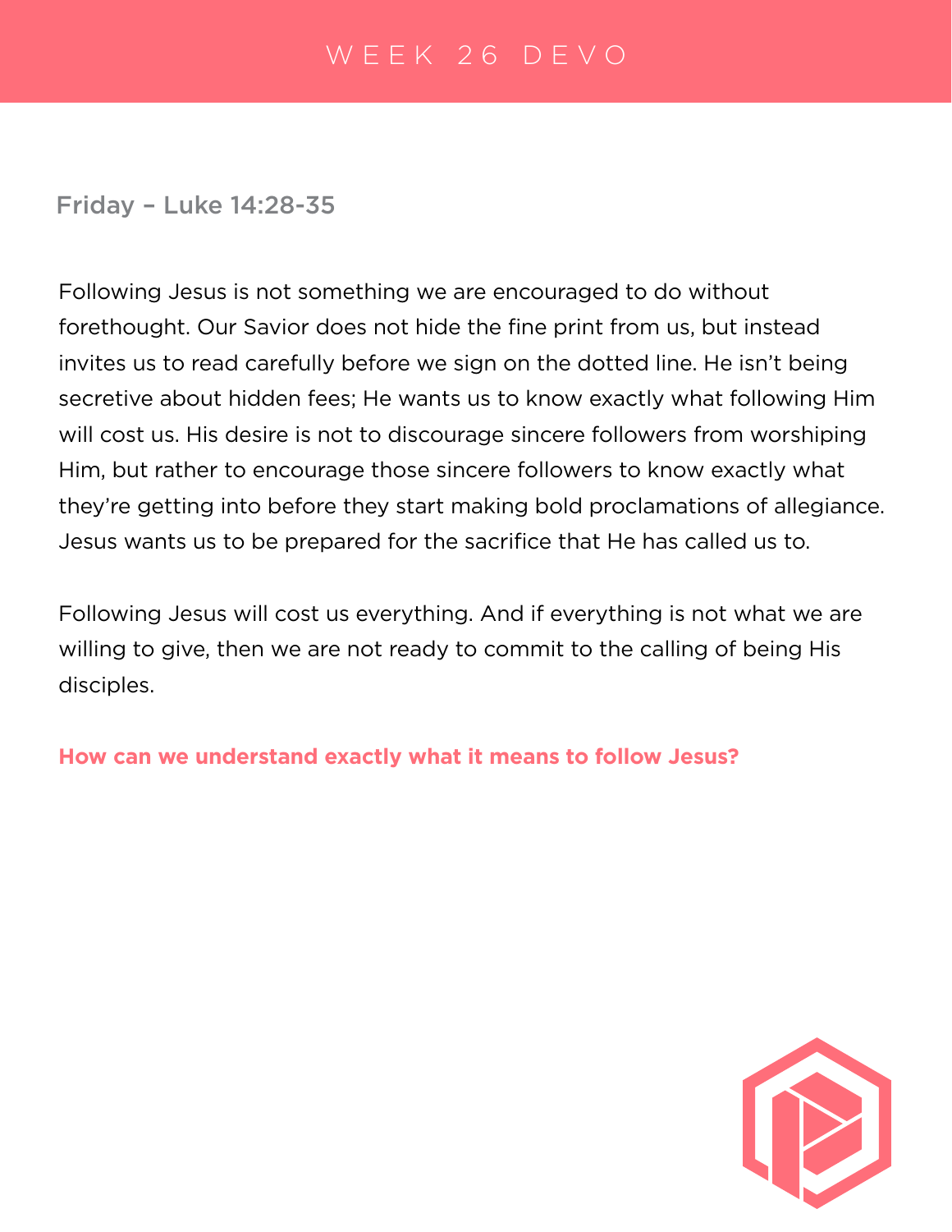# WEEK 26 DEVO

## Friday – Luke 14:28-35

Following Jesus is not something we are encouraged to do without forethought. Our Savior does not hide the fine print from us, but instead invites us to read carefully before we sign on the dotted line. He isn't being secretive about hidden fees; He wants us to know exactly what following Him will cost us. His desire is not to discourage sincere followers from worshiping Him, but rather to encourage those sincere followers to know exactly what they're getting into before they start making bold proclamations of allegiance. Jesus wants us to be prepared for the sacrifice that He has called us to.

Following Jesus will cost us everything. And if everything is not what we are willing to give, then we are not ready to commit to the calling of being His disciples.

**How can we understand exactly what it means to follow Jesus?**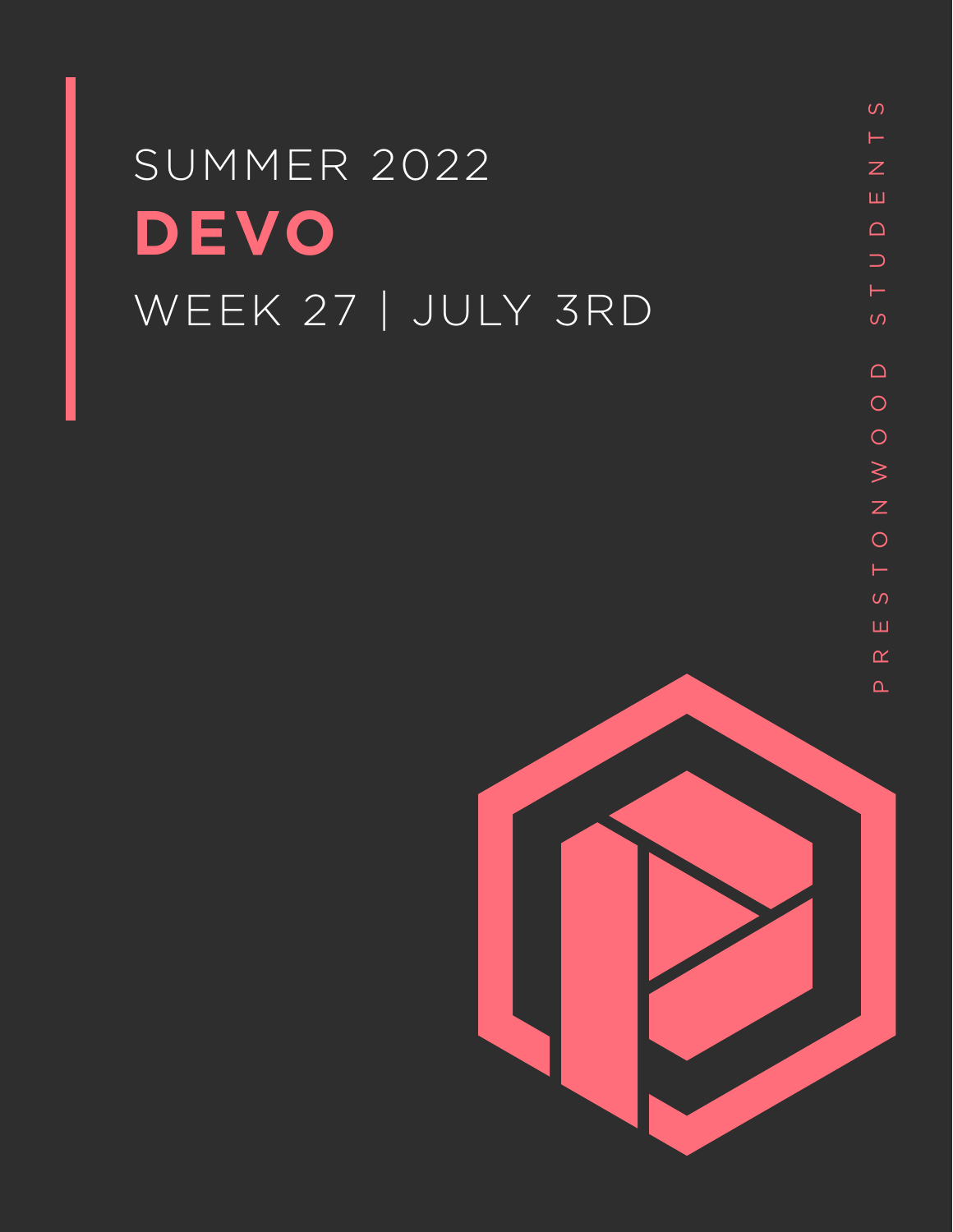SUMMER 2022

# DEVO

WEEK 27 | JULY 3RD

PRESTONWOOD STUDENTS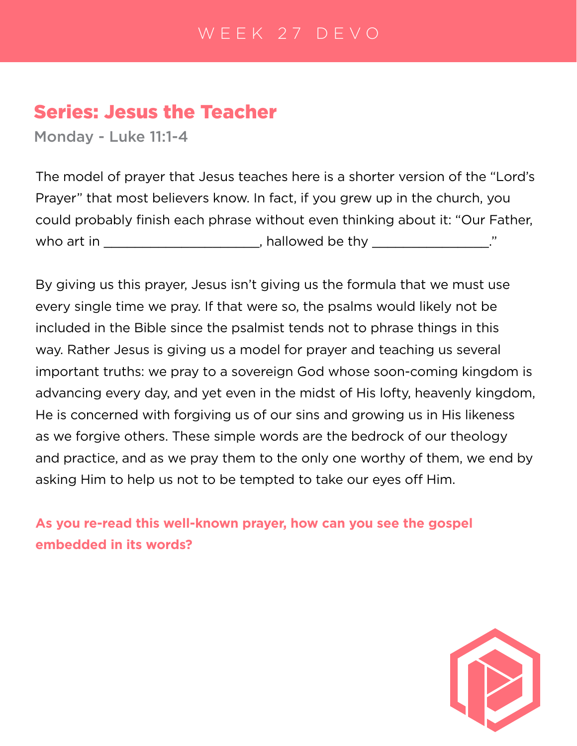WEEK 27 DEVO

## Series: Jesus the Teacher

### Monday - Luke 11:1-4

The model of prayer that Jesus teaches here is a shorter version of the "Lord's Prayer" that most believers know. In fact, if you grew up in the church, you could probably finish each phrase without even thinking about it: "Our Father, who art in ____________________, hallowed be thy _______________."

By giving us this prayer, Jesus isn't giving us the formula that we must use every single time we pray. If that were so, the psalms would likely not be included in the Bible since the psalmist tends not to phrase things in this way. Rather Jesus is giving us a model for prayer and teaching us several important truths: we pray to a sovereign God whose soon-coming kingdom is advancing every day, and yet even in the midst of His lofty, heavenly kingdom, He is concerned with forgiving us of our sins and growing us in His likeness as we forgive others. These simple words are the bedrock of our theology and practice, and as we pray them to the only one worthy of them, we end by asking Him to help us not to be tempted to take our eyes off Him.

**As you re-read this well-known prayer, how can you see the gospel embedded in its words?**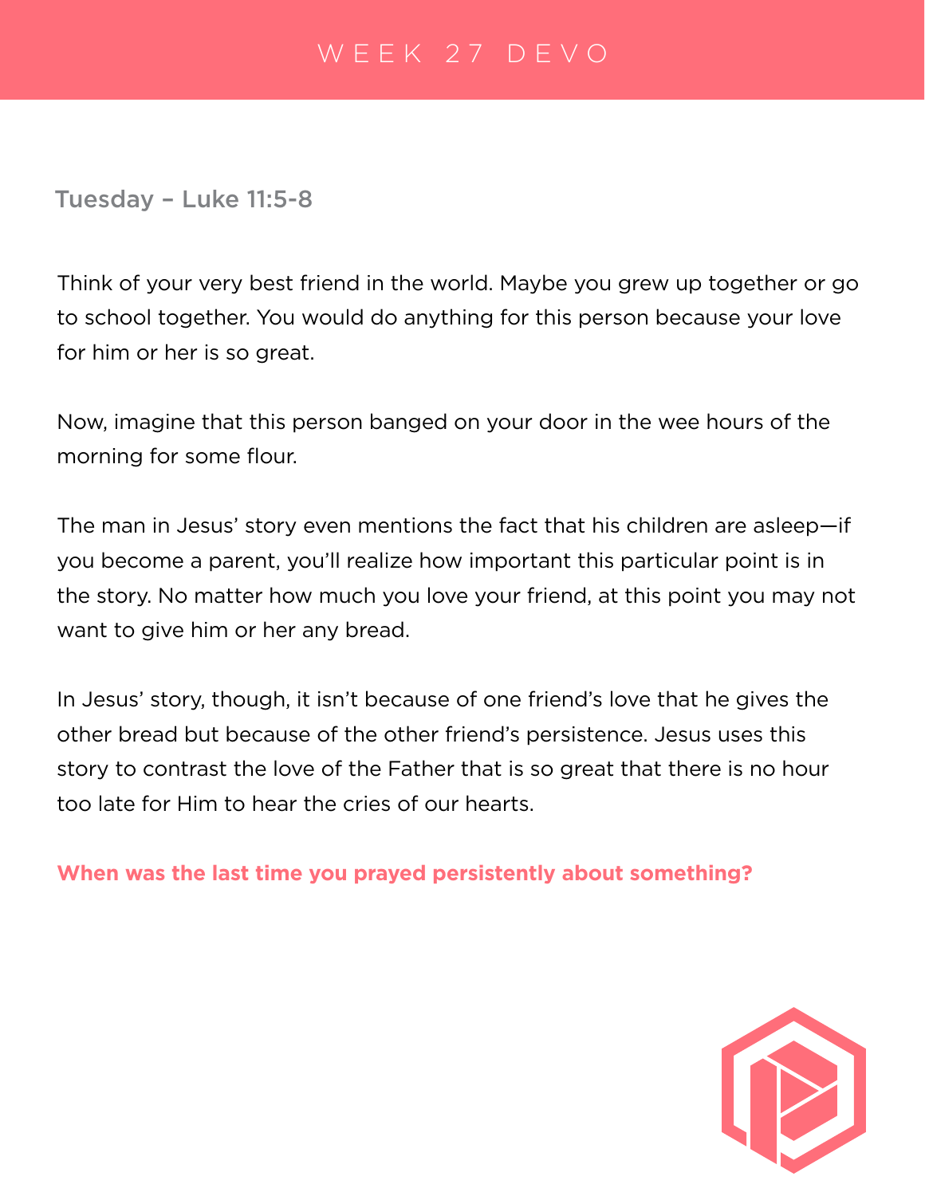# WEEK 27 DEVO

## Tuesday – Luke 11:5-8

Think of your very best friend in the world. Maybe you grew up together or go to school together. You would do anything for this person because your love for him or her is so great.

Now, imagine that this person banged on your door in the wee hours of the morning for some flour.

The man in Jesus' story even mentions the fact that his children are asleep—if you become a parent, you'll realize how important this particular point is in the story. No matter how much you love your friend, at this point you may not want to give him or her any bread.

In Jesus' story, though, it isn't because of one friend's love that he gives the other bread but because of the other friend's persistence. Jesus uses this story to contrast the love of the Father that is so great that there is no hour too late for Him to hear the cries of our hearts.

**When was the last time you prayed persistently about something?**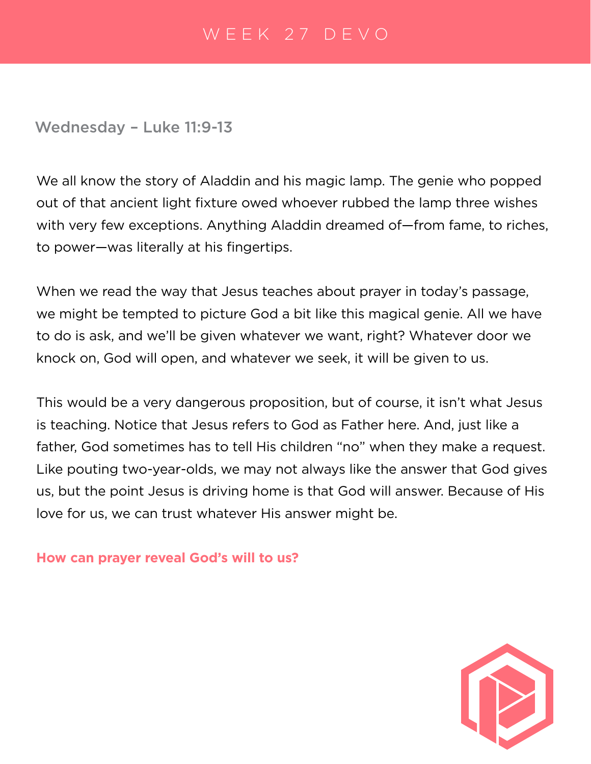# WEEK 27 DEVO

## Wednesday – Luke 11:9-13

We all know the story of Aladdin and his magic lamp. The genie who popped out of that ancient light fixture owed whoever rubbed the lamp three wishes with very few exceptions. Anything Aladdin dreamed of—from fame, to riches, to power—was literally at his fingertips.

When we read the way that Jesus teaches about prayer in today's passage, we might be tempted to picture God a bit like this magical genie. All we have to do is ask, and we'll be given whatever we want, right? Whatever door we knock on, God will open, and whatever we seek, it will be given to us.

This would be a very dangerous proposition, but of course, it isn't what Jesus is teaching. Notice that Jesus refers to God as Father here. And, just like a father, God sometimes has to tell His children "no" when they make a request. Like pouting two-year-olds, we may not always like the answer that God gives us, but the point Jesus is driving home is that God will answer. Because of His love for us, we can trust whatever His answer might be.

**How can prayer reveal God's will to us?**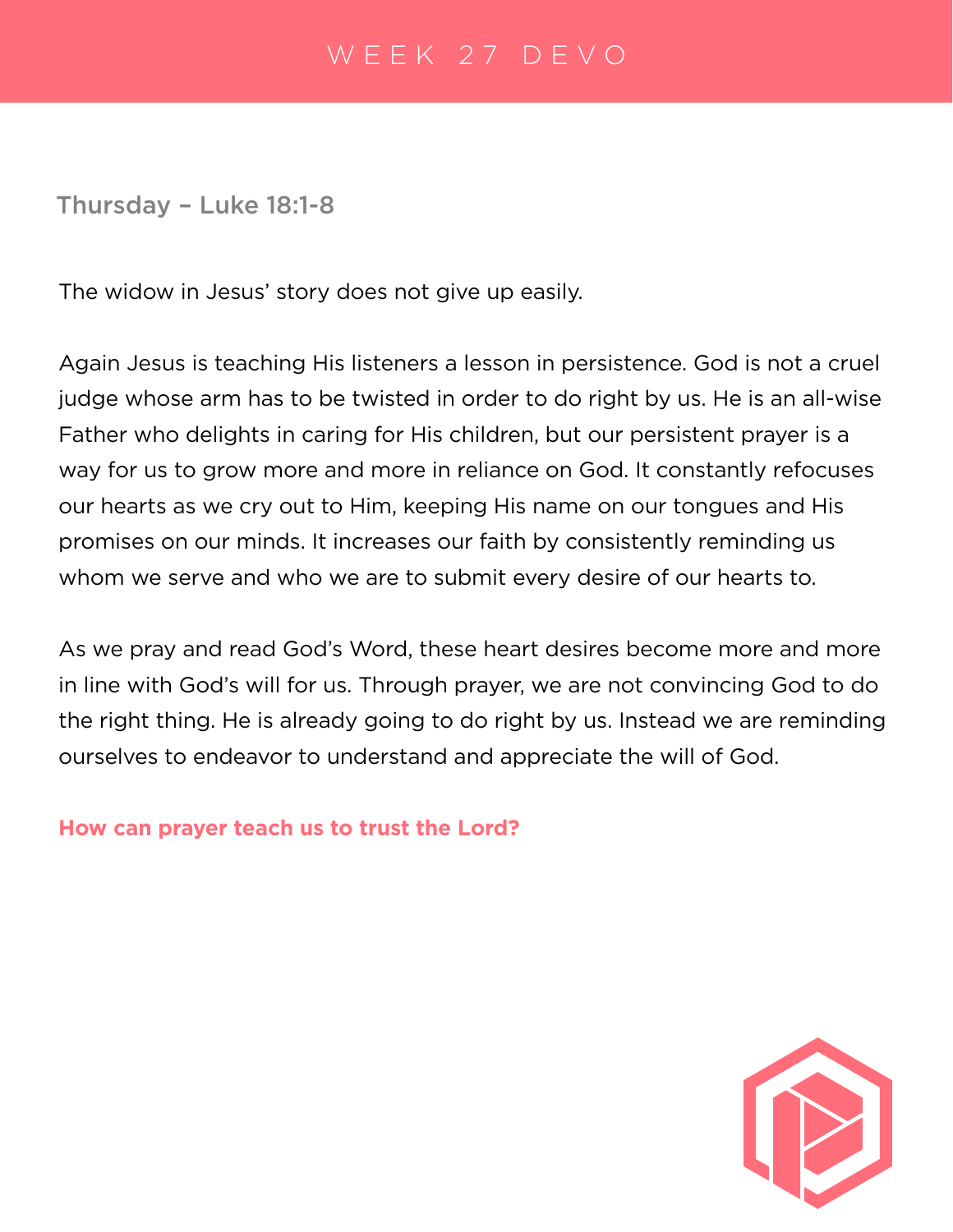# WEEK 27 DEVO

## Thursday – Luke 18:1-8

The widow in Jesus' story does not give up easily.

Again Jesus is teaching His listeners a lesson in persistence. God is not a cruel judge whose arm has to be twisted in order to do right by us. He is an all-wise Father who delights in caring for His children, but our persistent prayer is a way for us to grow more and more in reliance on God. It constantly refocuses our hearts as we cry out to Him, keeping His name on our tongues and His promises on our minds. It increases our faith by consistently reminding us whom we serve and who we are to submit every desire of our hearts to.

As we pray and read God's Word, these heart desires become more and more in line with God's will for us. Through prayer, we are not convincing God to do the right thing. He is already going to do right by us. Instead we are reminding ourselves to endeavor to understand and appreciate the will of God.

**How can prayer teach us to trust the Lord?**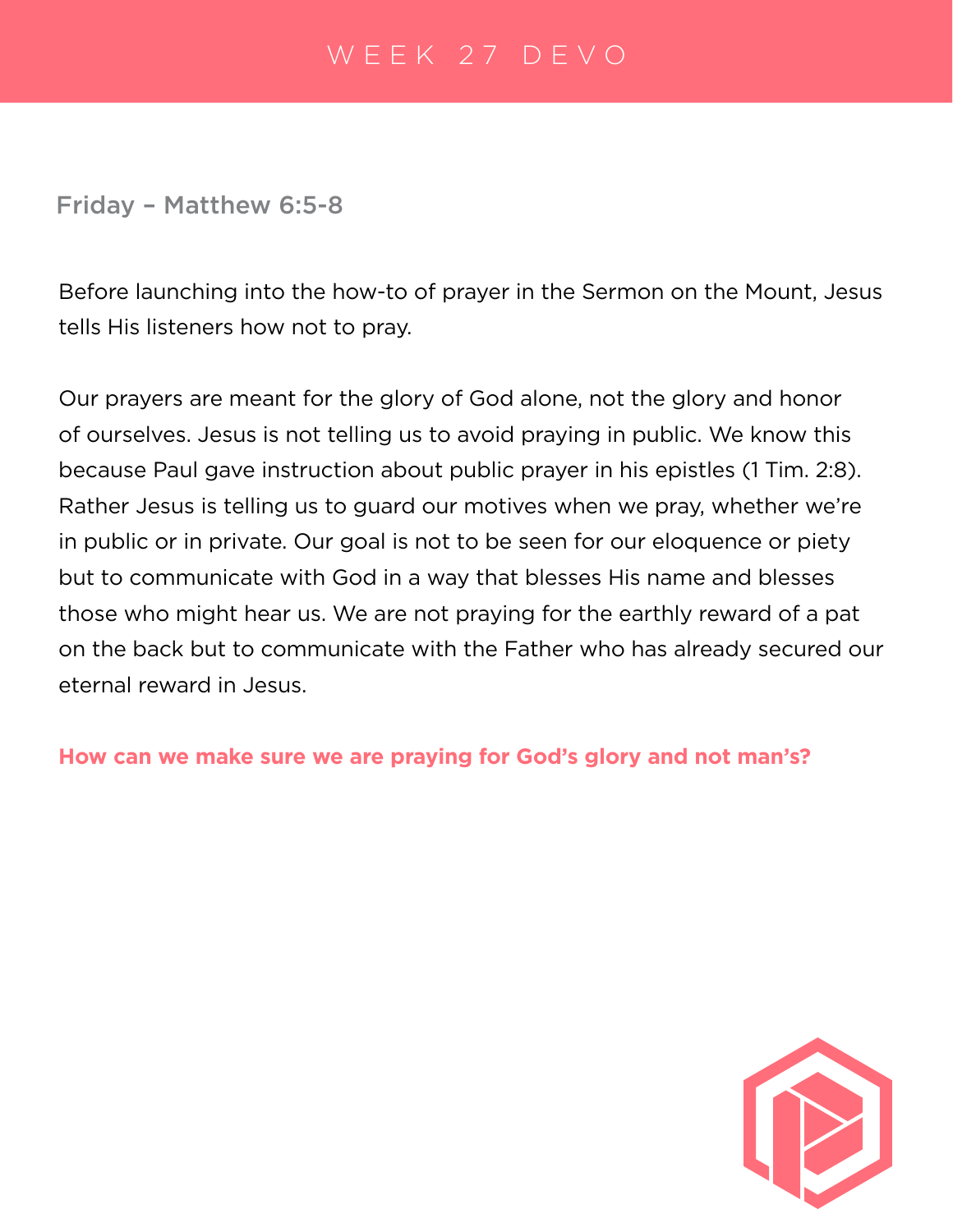# WEEK 27 DEVO

## Friday – Matthew 6:5-8

Before launching into the how-to of prayer in the Sermon on the Mount, Jesus tells His listeners how not to pray.

Our prayers are meant for the glory of God alone, not the glory and honor of ourselves. Jesus is not telling us to avoid praying in public. We know this because Paul gave instruction about public prayer in his epistles (1 Tim. 2:8). Rather Jesus is telling us to guard our motives when we pray, whether we're in public or in private. Our goal is not to be seen for our eloquence or piety but to communicate with God in a way that blesses His name and blesses those who might hear us. We are not praying for the earthly reward of a pat on the back but to communicate with the Father who has already secured our eternal reward in Jesus.

**How can we make sure we are praying for God's glory and not man's?**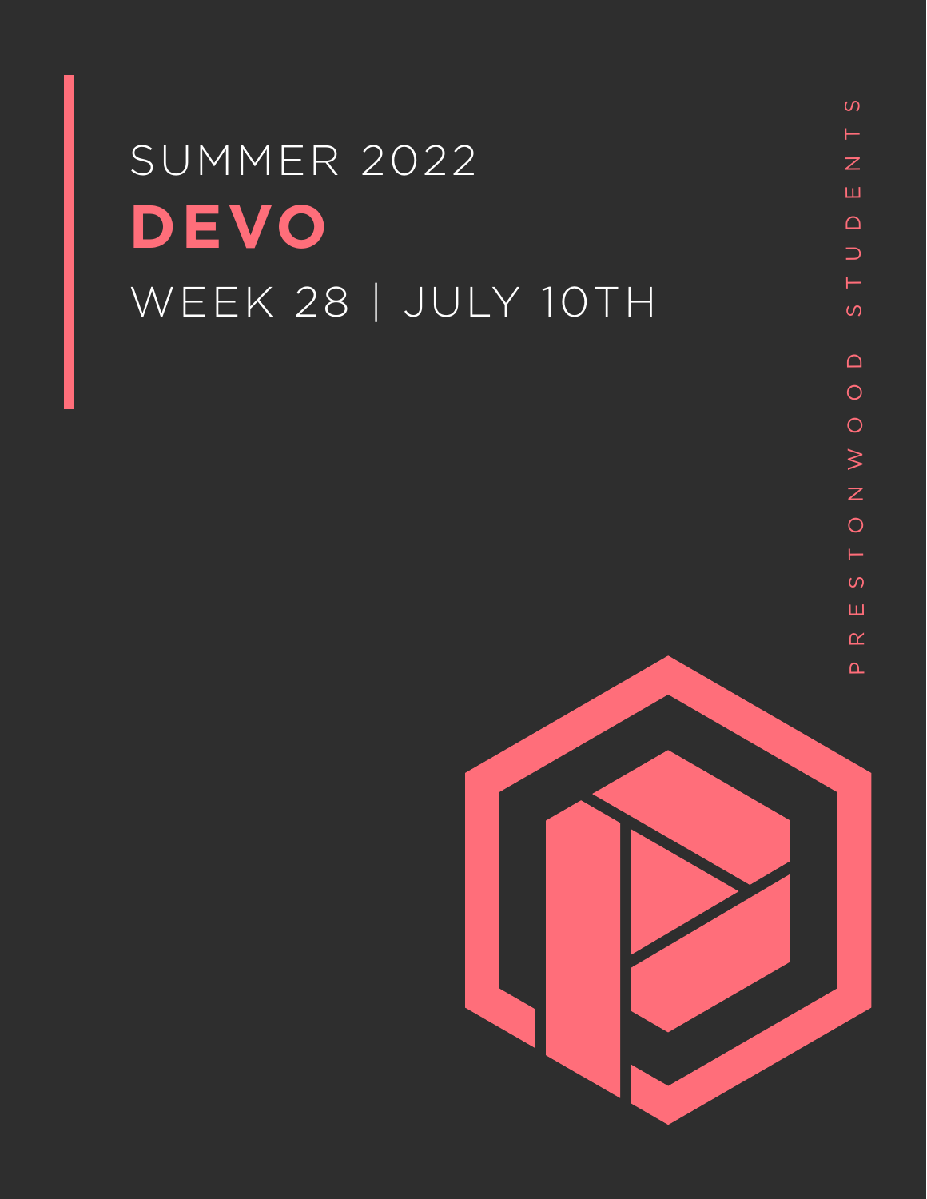SUMMER 2022

# DEVO

WEEK 28 | JULY 10TH

PRESTONWOOD STUDENTS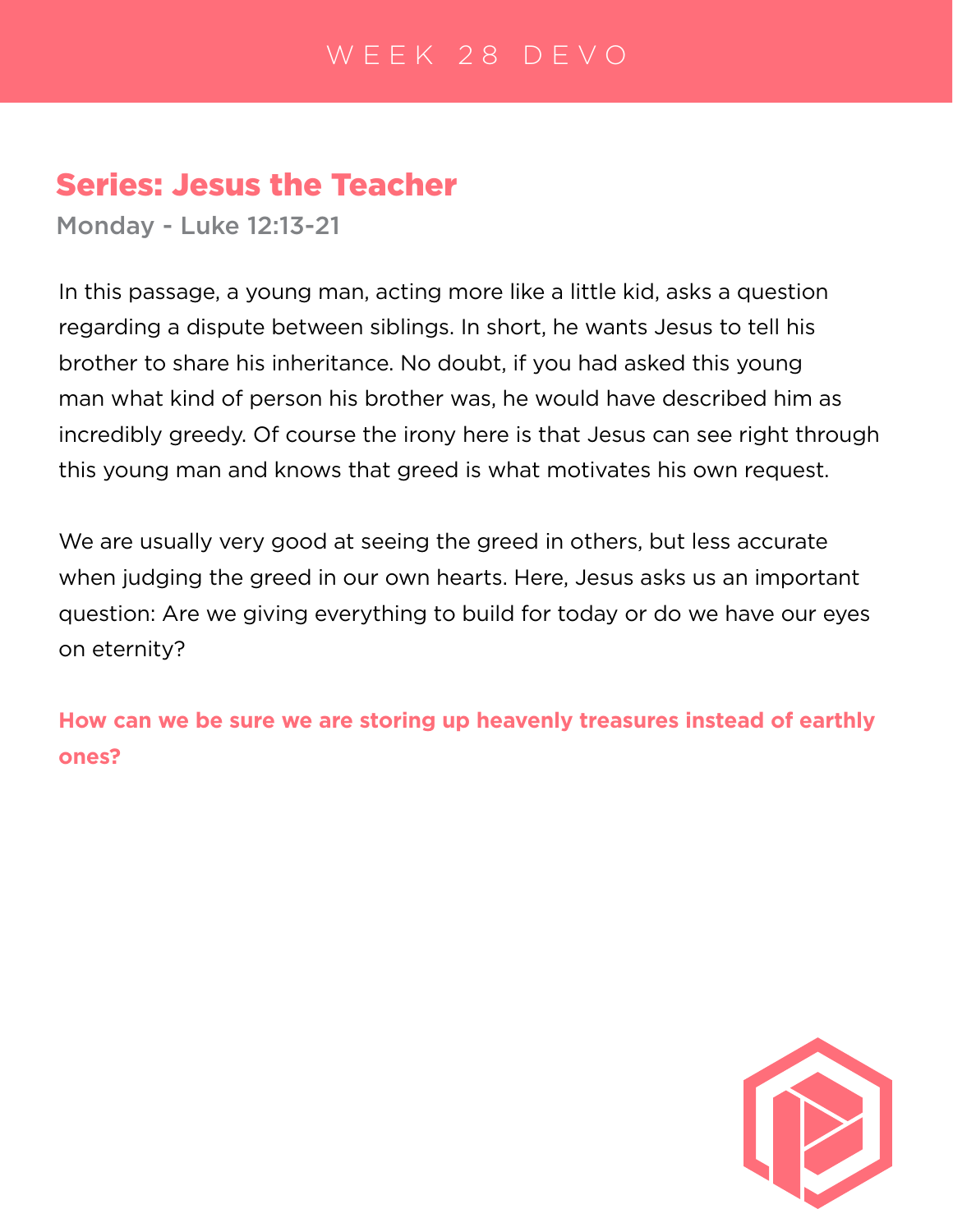# WEEK 28 DEVO

## Series: Jesus the Teacher

### Monday - Luke 12:13-21

In this passage, a young man, acting more like a little kid, asks a question regarding a dispute between siblings. In short, he wants Jesus to tell his brother to share his inheritance. No doubt, if you had asked this young man what kind of person his brother was, he would have described him as incredibly greedy. Of course the irony here is that Jesus can see right through this young man and knows that greed is what motivates his own request.

We are usually very good at seeing the greed in others, but less accurate when judging the greed in our own hearts. Here, Jesus asks us an important question: Are we giving everything to build for today or do we have our eyes on eternity?

**How can we be sure we are storing up heavenly treasures instead of earthly ones?**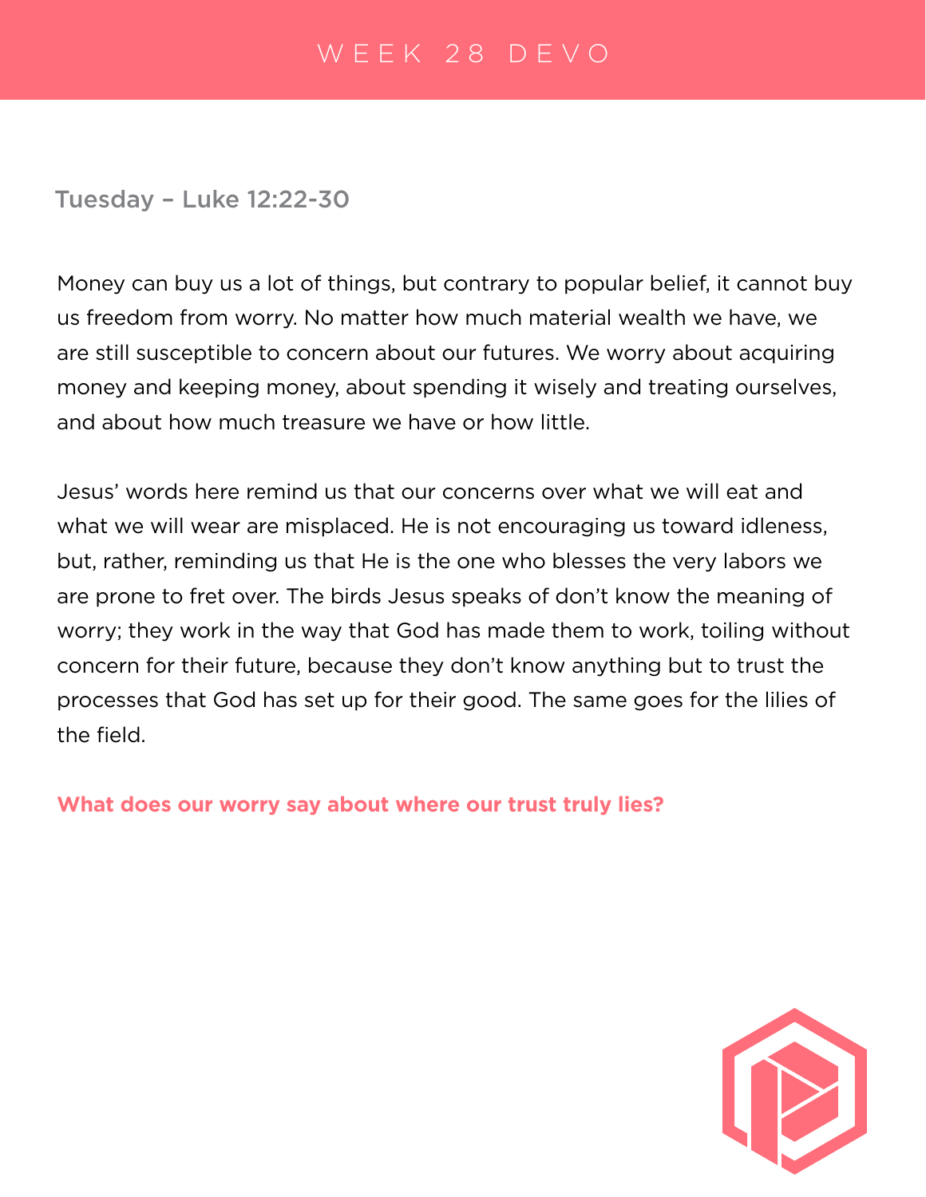# WEEK 28 DEVO

## Tuesday – Luke 12:22-30

Money can buy us a lot of things, but contrary to popular belief, it cannot buy us freedom from worry. No matter how much material wealth we have, we are still susceptible to concern about our futures. We worry about acquiring money and keeping money, about spending it wisely and treating ourselves, and about how much treasure we have or how little.

Jesus' words here remind us that our concerns over what we will eat and what we will wear are misplaced. He is not encouraging us toward idleness, but, rather, reminding us that He is the one who blesses the very labors we are prone to fret over. The birds Jesus speaks of don't know the meaning of worry; they work in the way that God has made them to work, toiling without concern for their future, because they don't know anything but to trust the processes that God has set up for their good. The same goes for the lilies of the field.

**What does our worry say about where our trust truly lies?**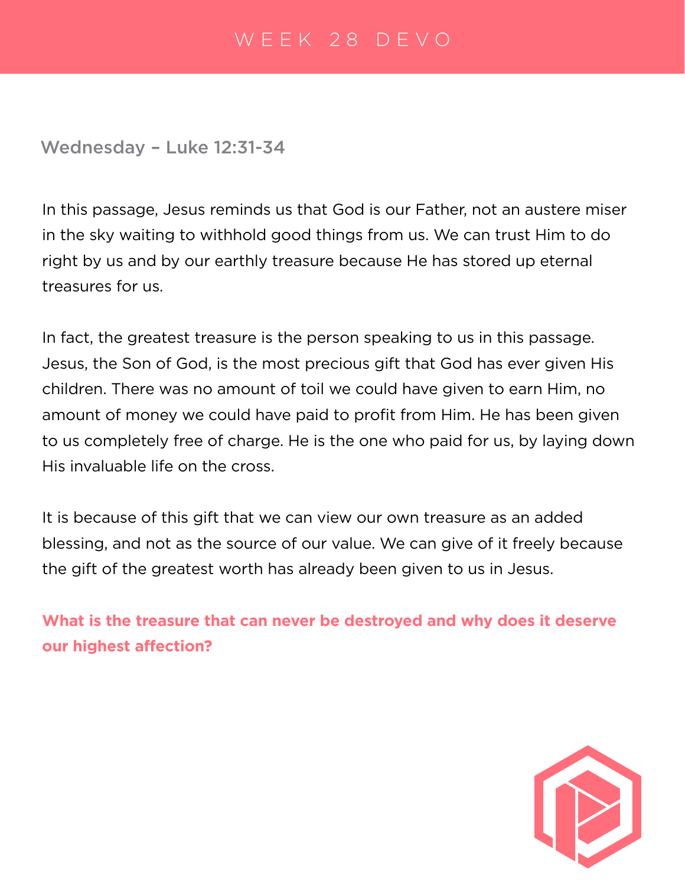# WEEK 28 DEVO

## Wednesday – Luke 12:31-34

In this passage, Jesus reminds us that God is our Father, not an austere miser in the sky waiting to withhold good things from us. We can trust Him to do right by us and by our earthly treasure because He has stored up eternal treasures for us.

In fact, the greatest treasure is the person speaking to us in this passage. Jesus, the Son of God, is the most precious gift that God has ever given His children. There was no amount of toil we could have given to earn Him, no amount of money we could have paid to profit from Him. He has been given to us completely free of charge. He is the one who paid for us, by laying down His invaluable life on the cross.

It is because of this gift that we can view our own treasure as an added blessing, and not as the source of our value. We can give of it freely because the gift of the greatest worth has already been given to us in Jesus.

**What is the treasure that can never be destroyed and why does it deserve our highest affection?**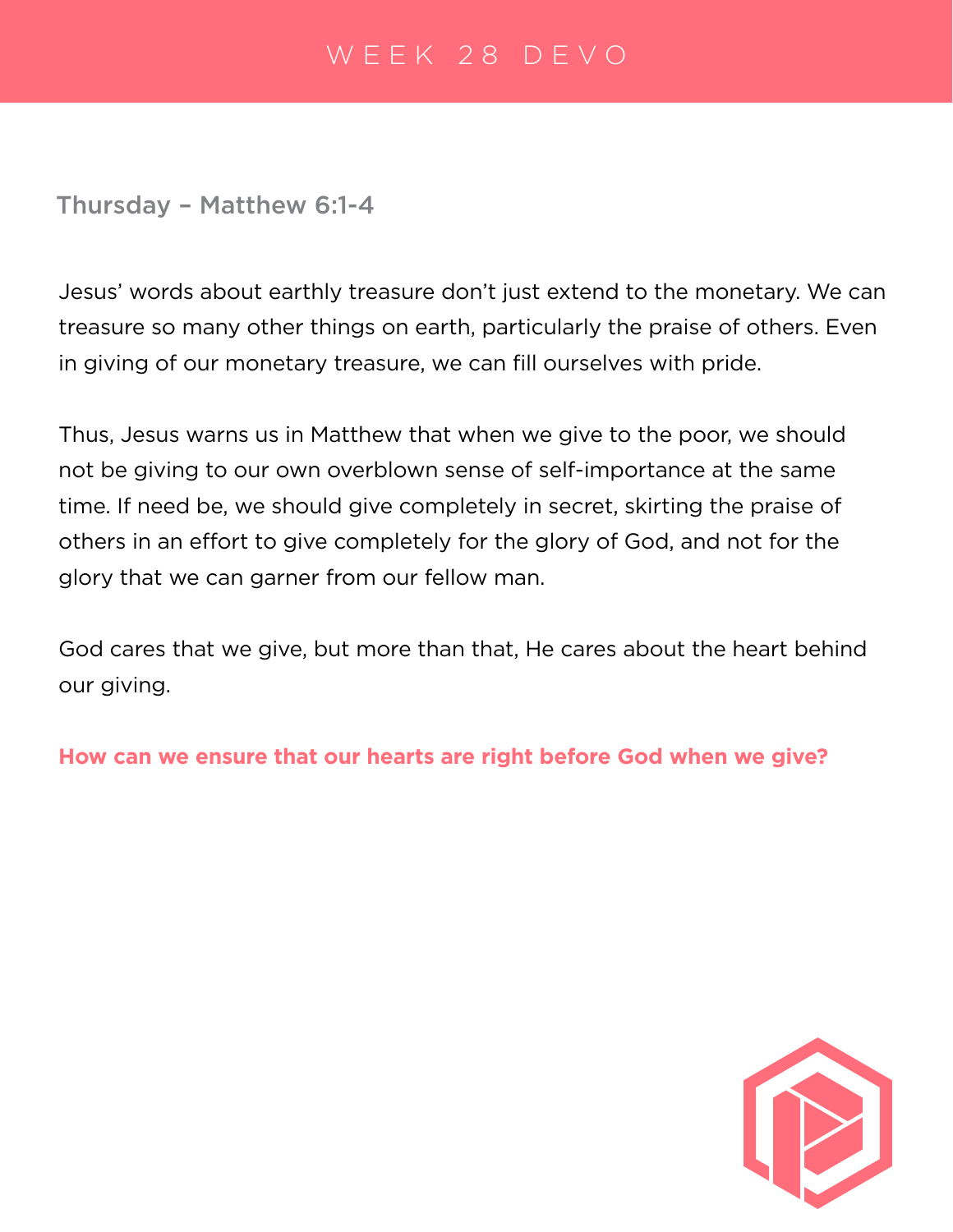# WEEK 28 DEVO

## Thursday – Matthew 6:1-4

Jesus' words about earthly treasure don't just extend to the monetary. We can treasure so many other things on earth, particularly the praise of others. Even in giving of our monetary treasure, we can fill ourselves with pride.

Thus, Jesus warns us in Matthew that when we give to the poor, we should not be giving to our own overblown sense of self-importance at the same time. If need be, we should give completely in secret, skirting the praise of others in an effort to give completely for the glory of God, and not for the glory that we can garner from our fellow man.

God cares that we give, but more than that, He cares about the heart behind our giving.

**How can we ensure that our hearts are right before God when we give?**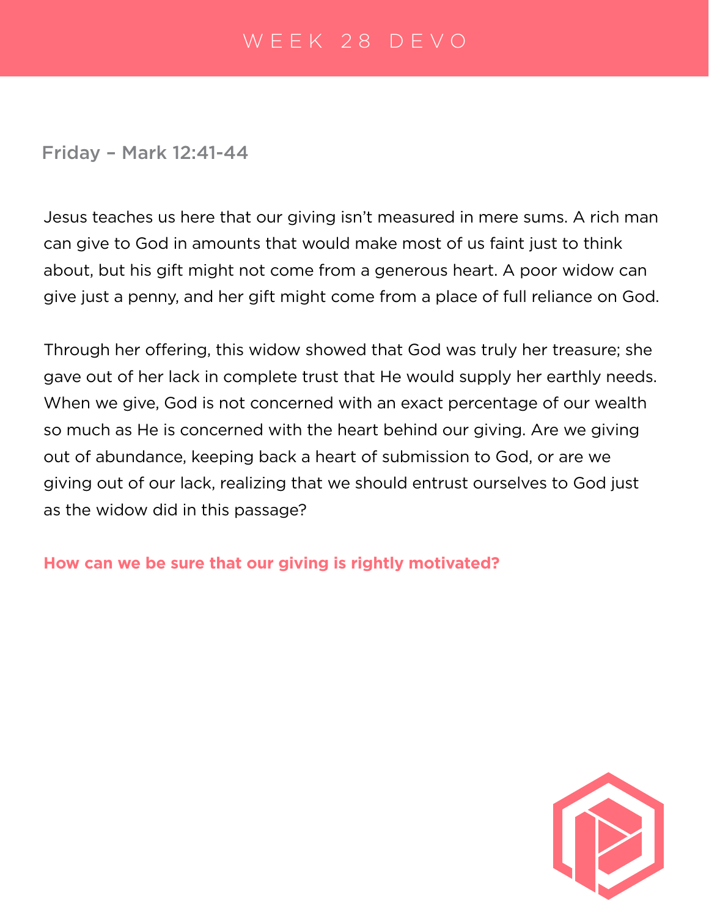# WEEK 28 DEVO

## Friday – Mark 12:41-44

Jesus teaches us here that our giving isn't measured in mere sums. A rich man can give to God in amounts that would make most of us faint just to think about, but his gift might not come from a generous heart. A poor widow can give just a penny, and her gift might come from a place of full reliance on God.

Through her offering, this widow showed that God was truly her treasure; she gave out of her lack in complete trust that He would supply her earthly needs. When we give, God is not concerned with an exact percentage of our wealth so much as He is concerned with the heart behind our giving. Are we giving out of abundance, keeping back a heart of submission to God, or are we giving out of our lack, realizing that we should entrust ourselves to God just as the widow did in this passage?

**How can we be sure that our giving is rightly motivated?**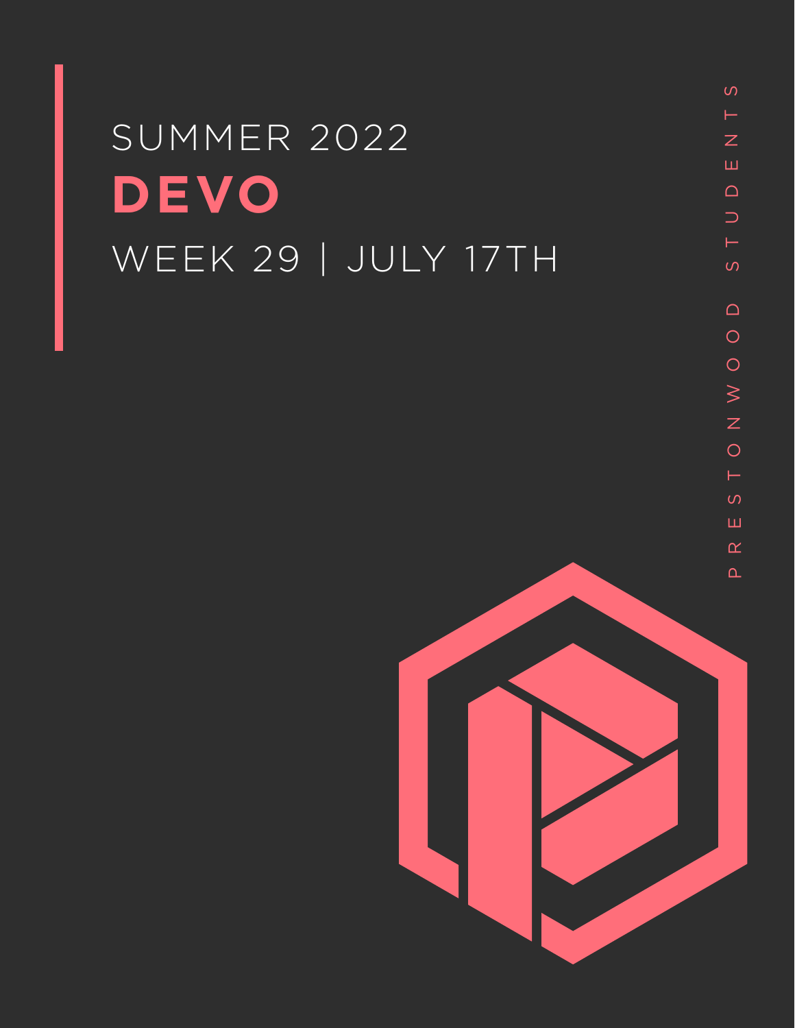SUMMER 2022

# DEVO

WEEK 29 | JULY 17TH

PRESTONWOOD STUDENTS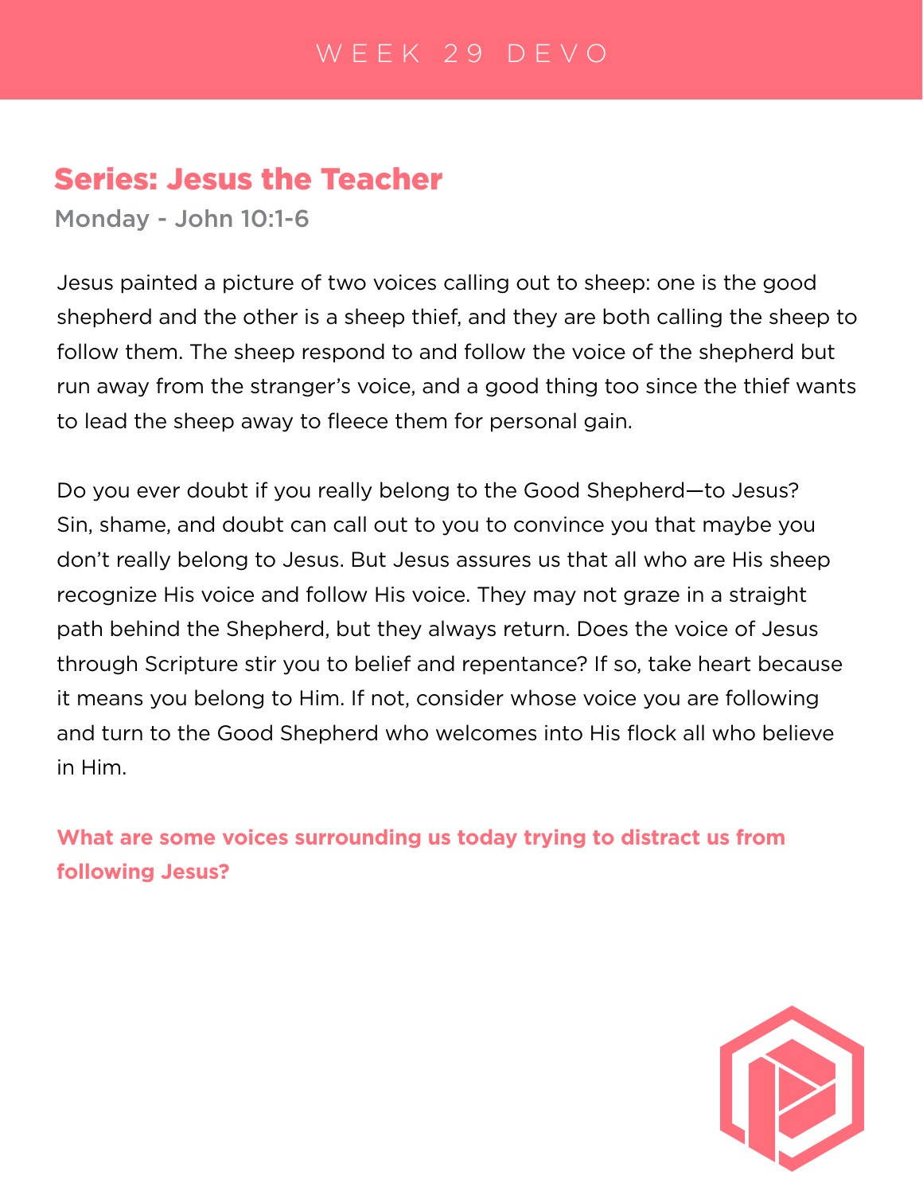# WEEK 29 DEVO

## Series: Jesus the Teacher

**Monday - John 10:1-6**

Jesus painted a picture of two voices calling out to sheep: one is the good shepherd and the other is a sheep thief, and they are both calling the sheep to follow them. The sheep respond to and follow the voice of the shepherd but run away from the stranger's voice, and a good thing too since the thief wants to lead the sheep away to fleece them for personal gain.

Do you ever doubt if you really belong to the Good Shepherd—to Jesus? Sin, shame, and doubt can call out to you to convince you that maybe you don't really belong to Jesus. But Jesus assures us that all who are His sheep recognize His voice and follow His voice. They may not graze in a straight path behind the Shepherd, but they always return. Does the voice of Jesus through Scripture stir you to belief and repentance? If so, take heart because it means you belong to Him. If not, consider whose voice you are following and turn to the Good Shepherd who welcomes into His flock all who believe in Him.

**What are some voices surrounding us today trying to distract us from following Jesus?**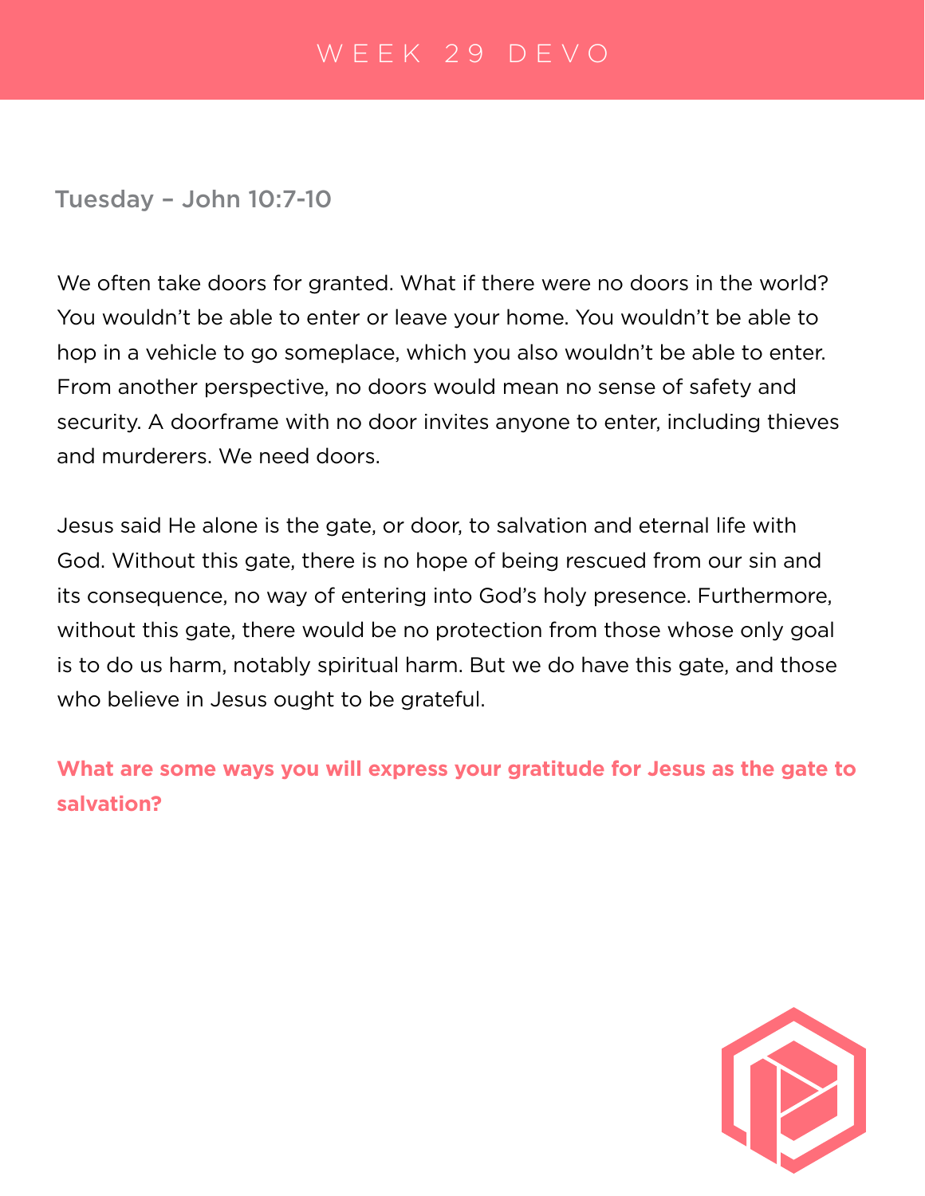# WEEK 29 DEVO

## Tuesday – John 10:7-10

We often take doors for granted. What if there were no doors in the world? You wouldn't be able to enter or leave your home. You wouldn't be able to hop in a vehicle to go someplace, which you also wouldn't be able to enter. From another perspective, no doors would mean no sense of safety and security. A doorframe with no door invites anyone to enter, including thieves and murderers. We need doors.

Jesus said He alone is the gate, or door, to salvation and eternal life with God. Without this gate, there is no hope of being rescued from our sin and its consequence, no way of entering into God's holy presence. Furthermore, without this gate, there would be no protection from those whose only goal is to do us harm, notably spiritual harm. But we do have this gate, and those who believe in Jesus ought to be grateful.

**What are some ways you will express your gratitude for Jesus as the gate to salvation?**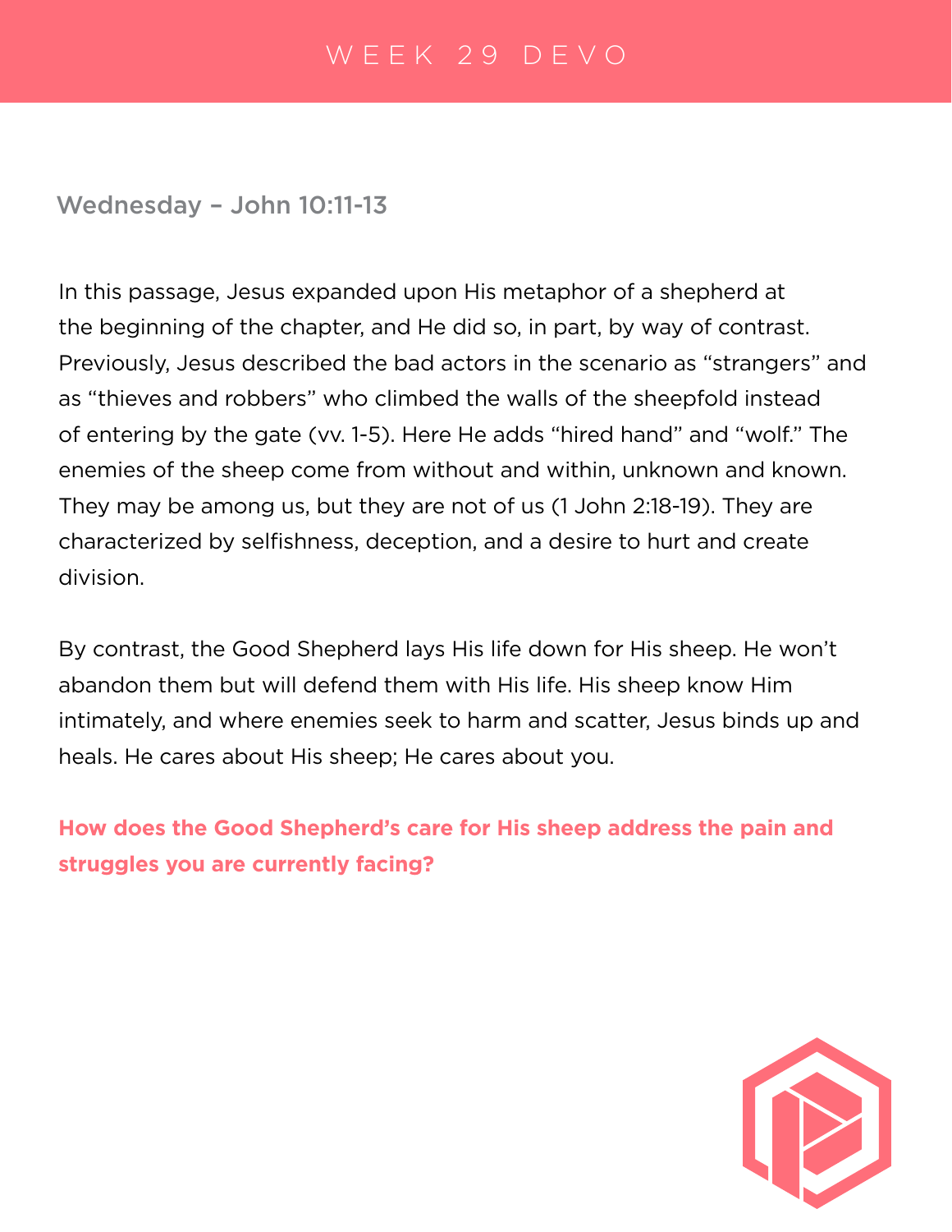# WEEK 29 DEVO

## Wednesday – John 10:11-13

In this passage, Jesus expanded upon His metaphor of a shepherd at the beginning of the chapter, and He did so, in part, by way of contrast. Previously, Jesus described the bad actors in the scenario as "strangers" and as "thieves and robbers" who climbed the walls of the sheepfold instead of entering by the gate (vv. 1-5). Here He adds "hired hand" and "wolf." The enemies of the sheep come from without and within, unknown and known. They may be among us, but they are not of us (1 John 2:18-19). They are characterized by selfishness, deception, and a desire to hurt and create division.

By contrast, the Good Shepherd lays His life down for His sheep. He won't abandon them but will defend them with His life. His sheep know Him intimately, and where enemies seek to harm and scatter, Jesus binds up and heals. He cares about His sheep; He cares about you.

**How does the Good Shepherd's care for His sheep address the pain and struggles you are currently facing?**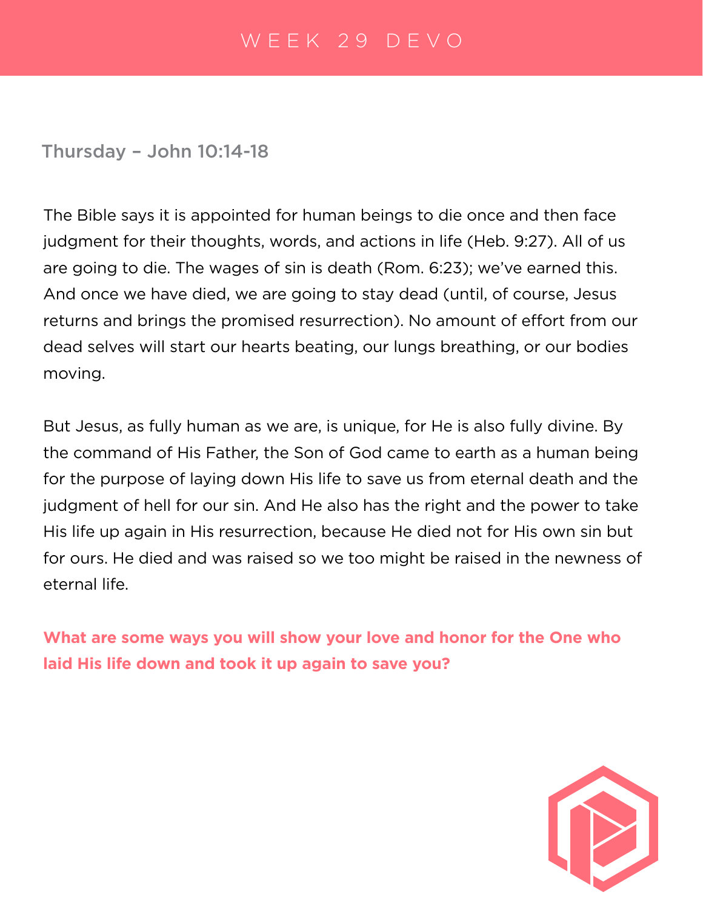# WEEK 29 DEVO

## Thursday – John 10:14-18

The Bible says it is appointed for human beings to die once and then face judgment for their thoughts, words, and actions in life (Heb. 9:27). All of us are going to die. The wages of sin is death (Rom. 6:23); we've earned this. And once we have died, we are going to stay dead (until, of course, Jesus returns and brings the promised resurrection). No amount of effort from our dead selves will start our hearts beating, our lungs breathing, or our bodies moving.

But Jesus, as fully human as we are, is unique, for He is also fully divine. By the command of His Father, the Son of God came to earth as a human being for the purpose of laying down His life to save us from eternal death and the judgment of hell for our sin. And He also has the right and the power to take His life up again in His resurrection, because He died not for His own sin but for ours. He died and was raised so we too might be raised in the newness of eternal life.

**What are some ways you will show your love and honor for the One who laid His life down and took it up again to save you?**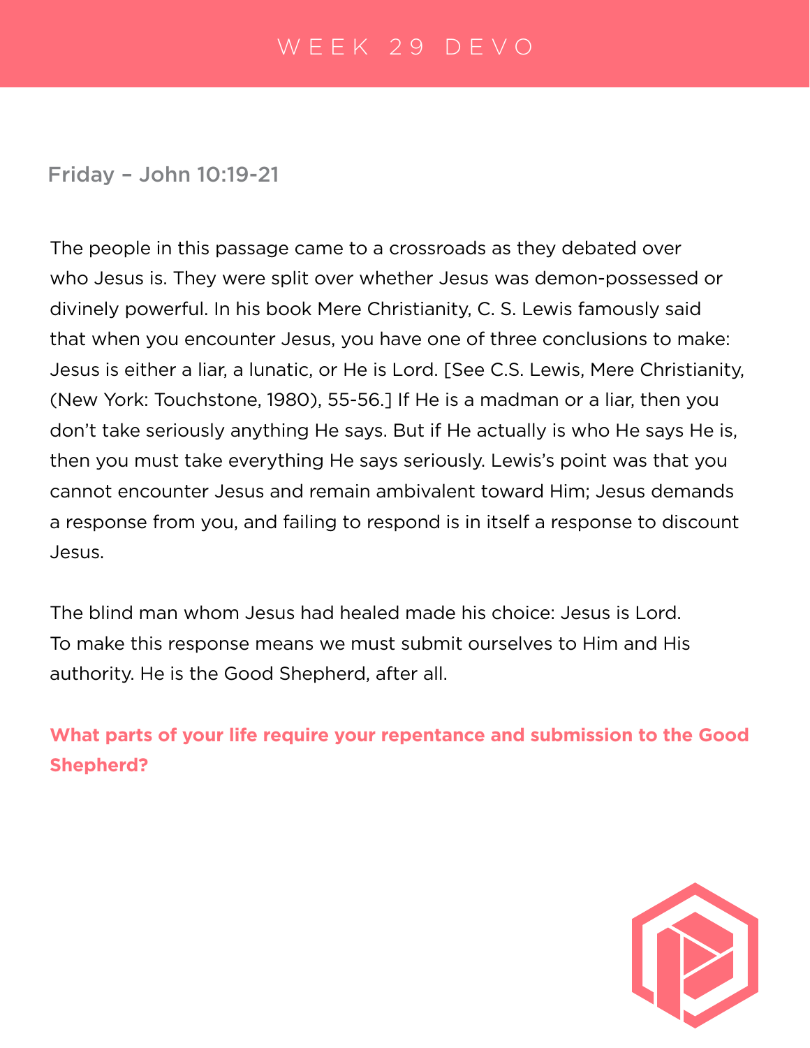# WEEK 29 DEVO

## Friday – John 10:19-21

The people in this passage came to a crossroads as they debated over who Jesus is. They were split over whether Jesus was demon-possessed or divinely powerful. In his book Mere Christianity, C. S. Lewis famously said that when you encounter Jesus, you have one of three conclusions to make: Jesus is either a liar, a lunatic, or He is Lord. [See C.S. Lewis, Mere Christianity, (New York: Touchstone, 1980), 55-56.] If He is a madman or a liar, then you don't take seriously anything He says. But if He actually is who He says He is, then you must take everything He says seriously. Lewis's point was that you cannot encounter Jesus and remain ambivalent toward Him; Jesus demands a response from you, and failing to respond is in itself a response to discount Jesus.

The blind man whom Jesus had healed made his choice: Jesus is Lord. To make this response means we must submit ourselves to Him and His authority. He is the Good Shepherd, after all.

**What parts of your life require your repentance and submission to the Good Shepherd?**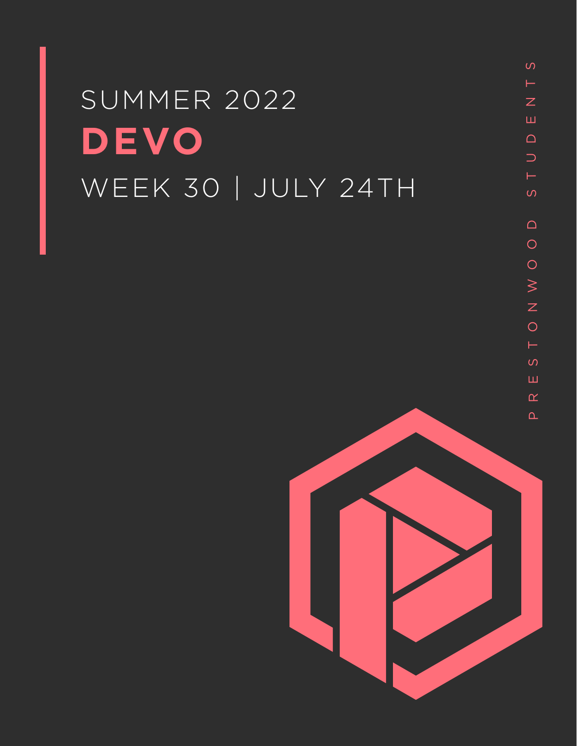SUMMER 2022

# DEVO

WEEK 30 | JULY 24TH

PRESTONWOOD STUDENTS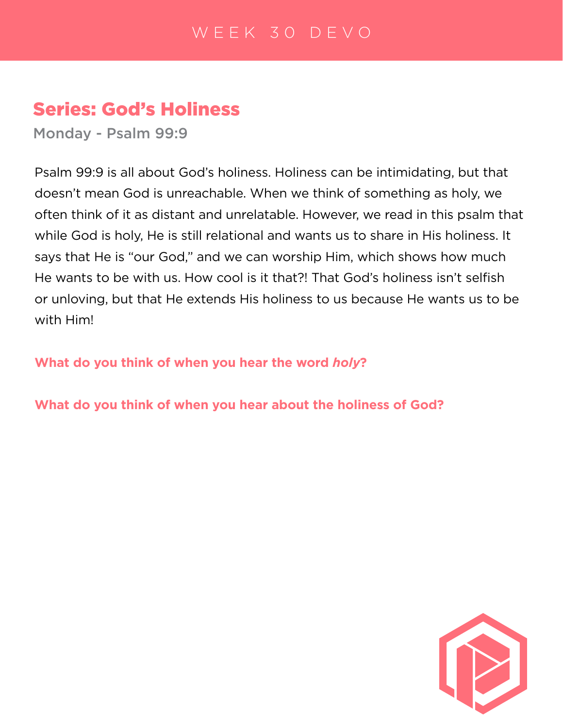WEEK 30 DEVO

## Series: God's Holiness

### Monday - Psalm 99:9

Psalm 99:9 is all about God's holiness. Holiness can be intimidating, but that doesn't mean God is unreachable. When we think of something as holy, we often think of it as distant and unrelatable. However, we read in this psalm that while God is holy, He is still relational and wants us to share in His holiness. It says that He is "our God," and we can worship Him, which shows how much He wants to be with us. How cool is it that?! That God's holiness isn't selfish or unloving, but that He extends His holiness to us because He wants us to be with Him!

**What do you think of when you hear the word *holy*?**

**What do you think of when you hear about the holiness of God?**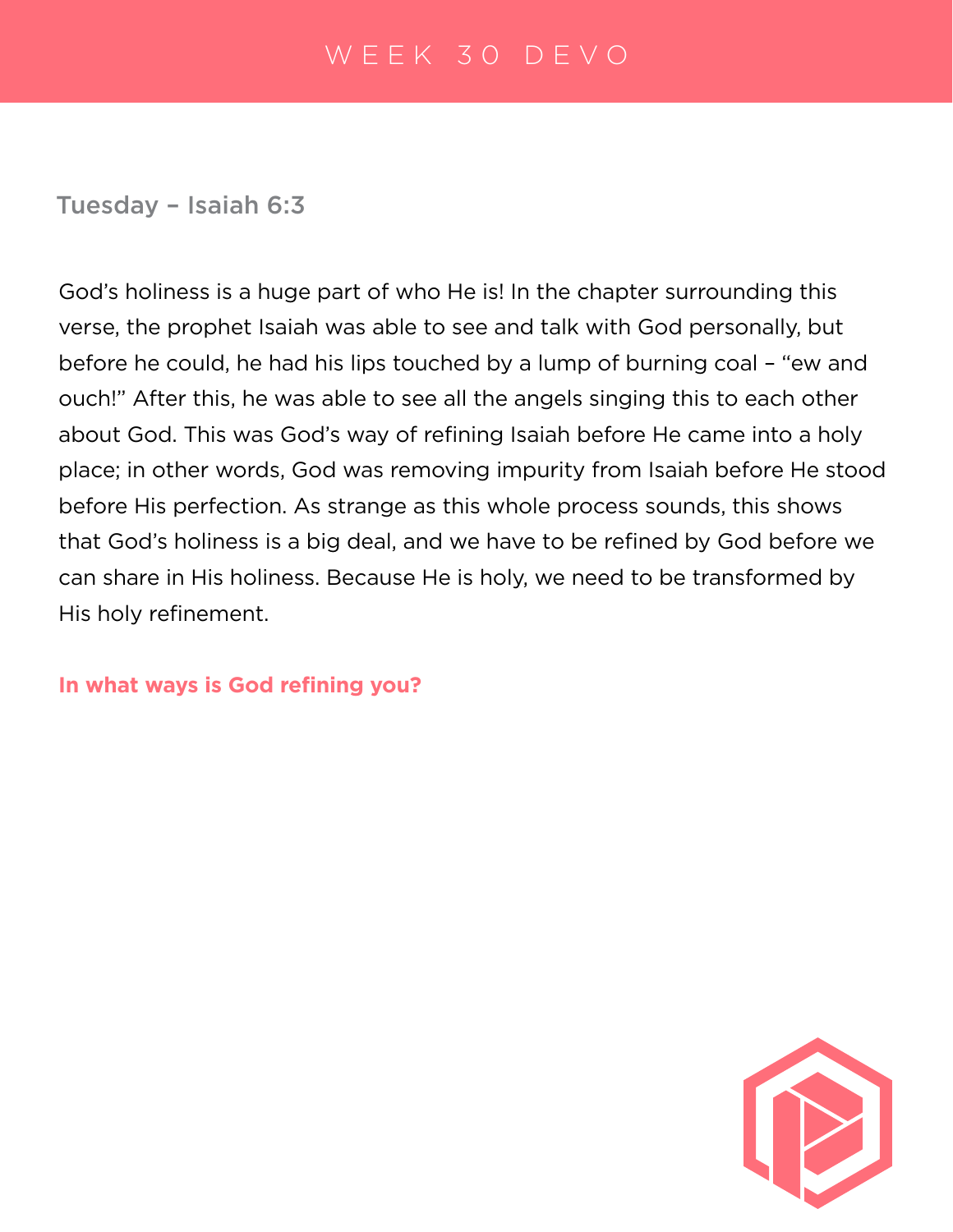## Tuesday – Isaiah 6:3

God's holiness is a huge part of who He is! In the chapter surrounding this verse, the prophet Isaiah was able to see and talk with God personally, but before he could, he had his lips touched by a lump of burning coal – "ew and ouch!" After this, he was able to see all the angels singing this to each other about God. This was God's way of refining Isaiah before He came into a holy place; in other words, God was removing impurity from Isaiah before He stood before His perfection. As strange as this whole process sounds, this shows that God's holiness is a big deal, and we have to be refined by God before we can share in His holiness. Because He is holy, we need to be transformed by His holy refinement.

**In what ways is God refining you?**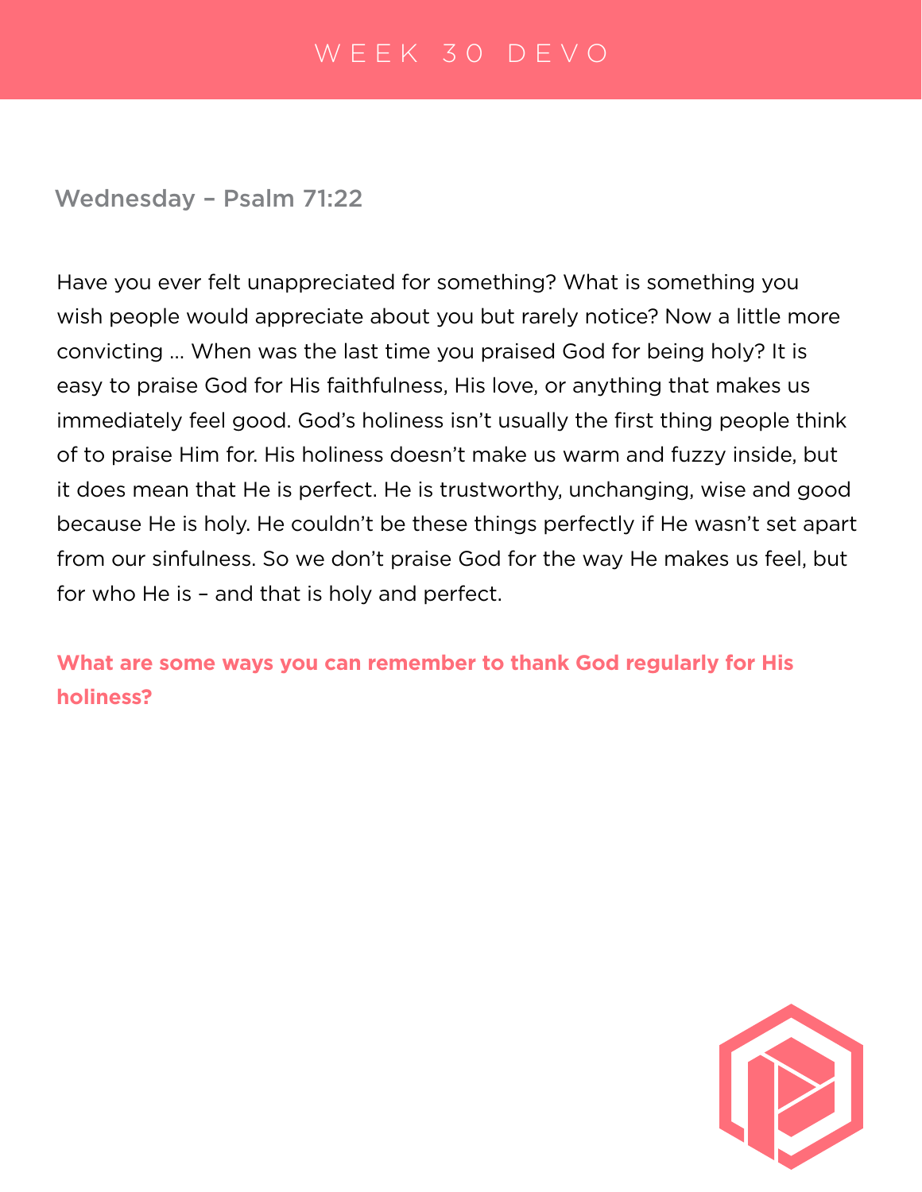# WEEK 30 DEVO

## Wednesday – Psalm 71:22

Have you ever felt unappreciated for something? What is something you wish people would appreciate about you but rarely notice? Now a little more convicting … When was the last time you praised God for being holy? It is easy to praise God for His faithfulness, His love, or anything that makes us immediately feel good. God's holiness isn't usually the first thing people think of to praise Him for. His holiness doesn't make us warm and fuzzy inside, but it does mean that He is perfect. He is trustworthy, unchanging, wise and good because He is holy. He couldn't be these things perfectly if He wasn't set apart from our sinfulness. So we don't praise God for the way He makes us feel, but for who He is – and that is holy and perfect.

**What are some ways you can remember to thank God regularly for His holiness?**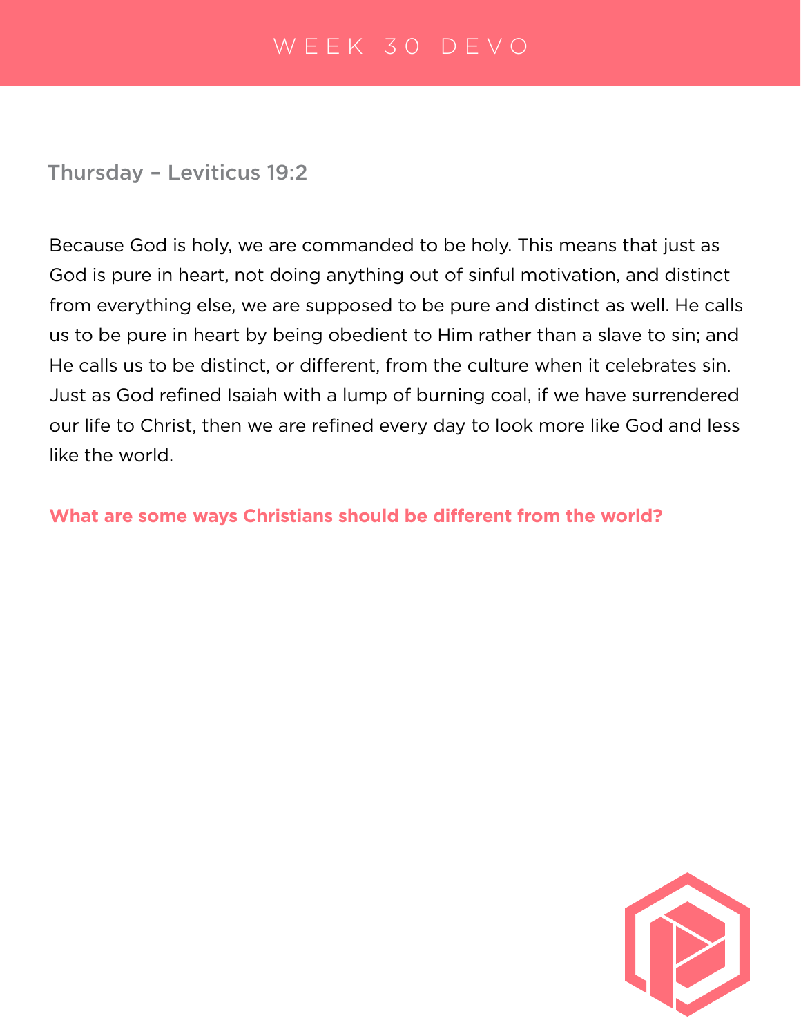# WEEK 30 DEVO

## Thursday – Leviticus 19:2

Because God is holy, we are commanded to be holy. This means that just as God is pure in heart, not doing anything out of sinful motivation, and distinct from everything else, we are supposed to be pure and distinct as well. He calls us to be pure in heart by being obedient to Him rather than a slave to sin; and He calls us to be distinct, or different, from the culture when it celebrates sin. Just as God refined Isaiah with a lump of burning coal, if we have surrendered our life to Christ, then we are refined every day to look more like God and less like the world.

**What are some ways Christians should be different from the world?**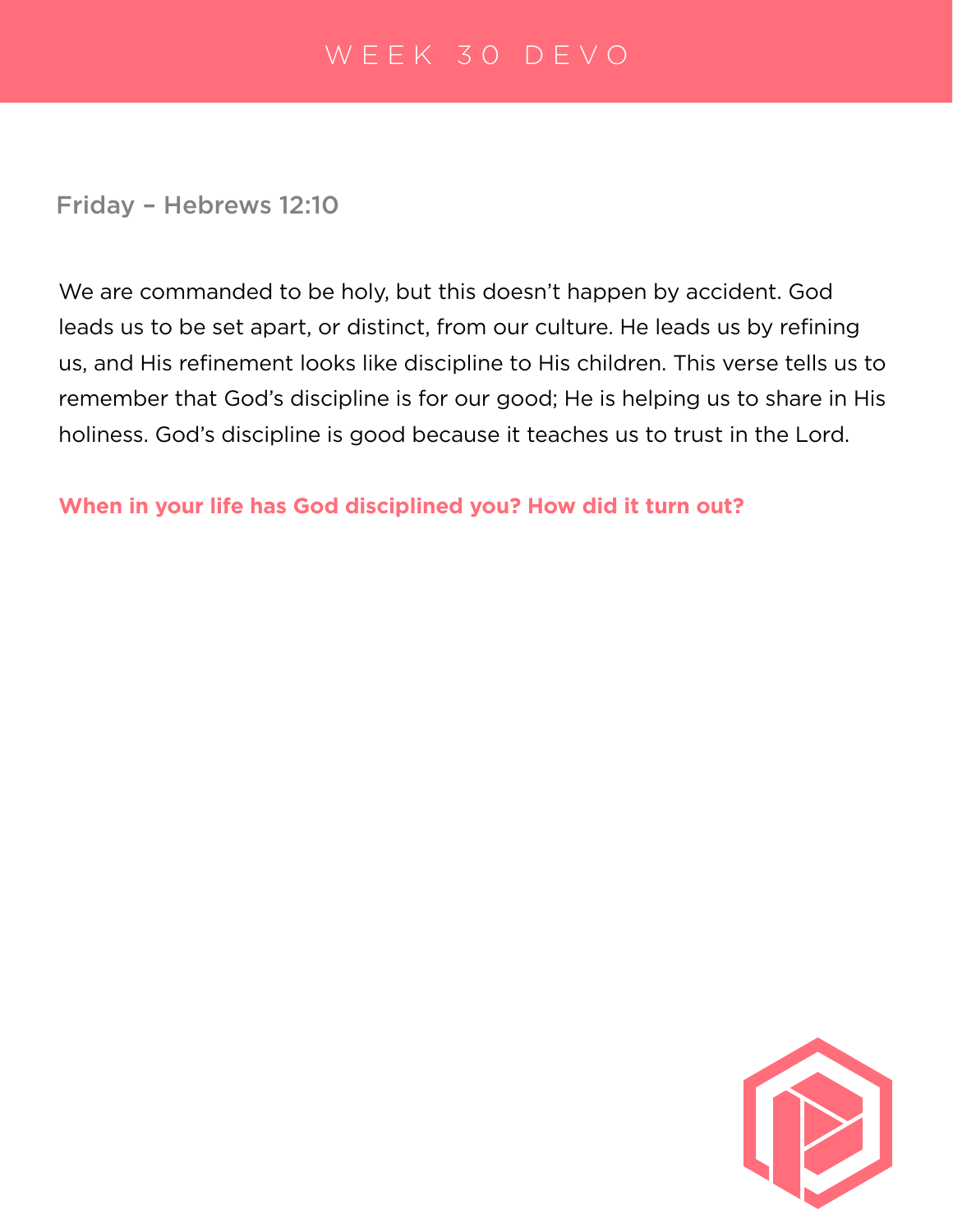# WEEK 30 DEVO

## Friday – Hebrews 12:10

We are commanded to be holy, but this doesn't happen by accident. God leads us to be set apart, or distinct, from our culture. He leads us by refining us, and His refinement looks like discipline to His children. This verse tells us to remember that God's discipline is for our good; He is helping us to share in His holiness. God's discipline is good because it teaches us to trust in the Lord.

**When in your life has God disciplined you? How did it turn out?**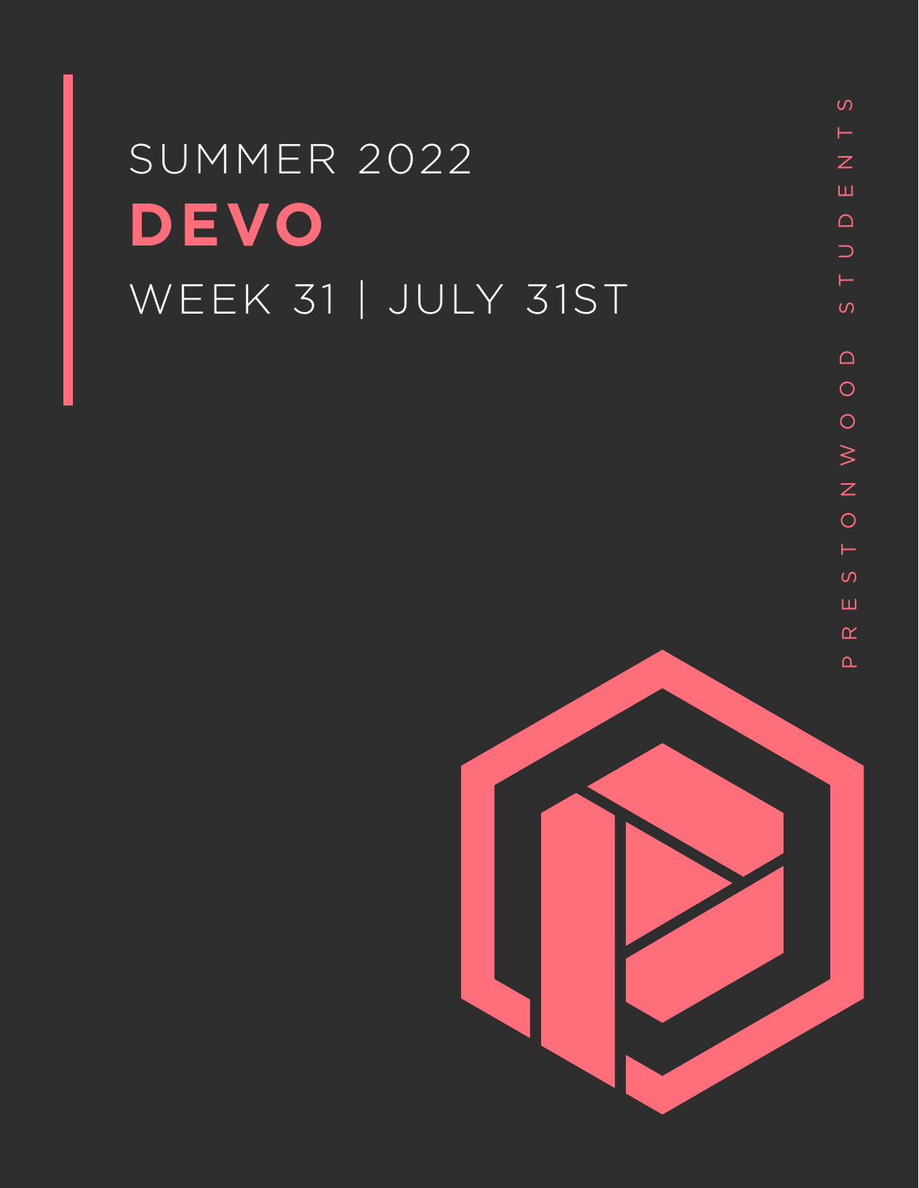SUMMER 2022

# DEVO

WEEK 31 | JULY 31ST

PRESTONWOOD STUDENTS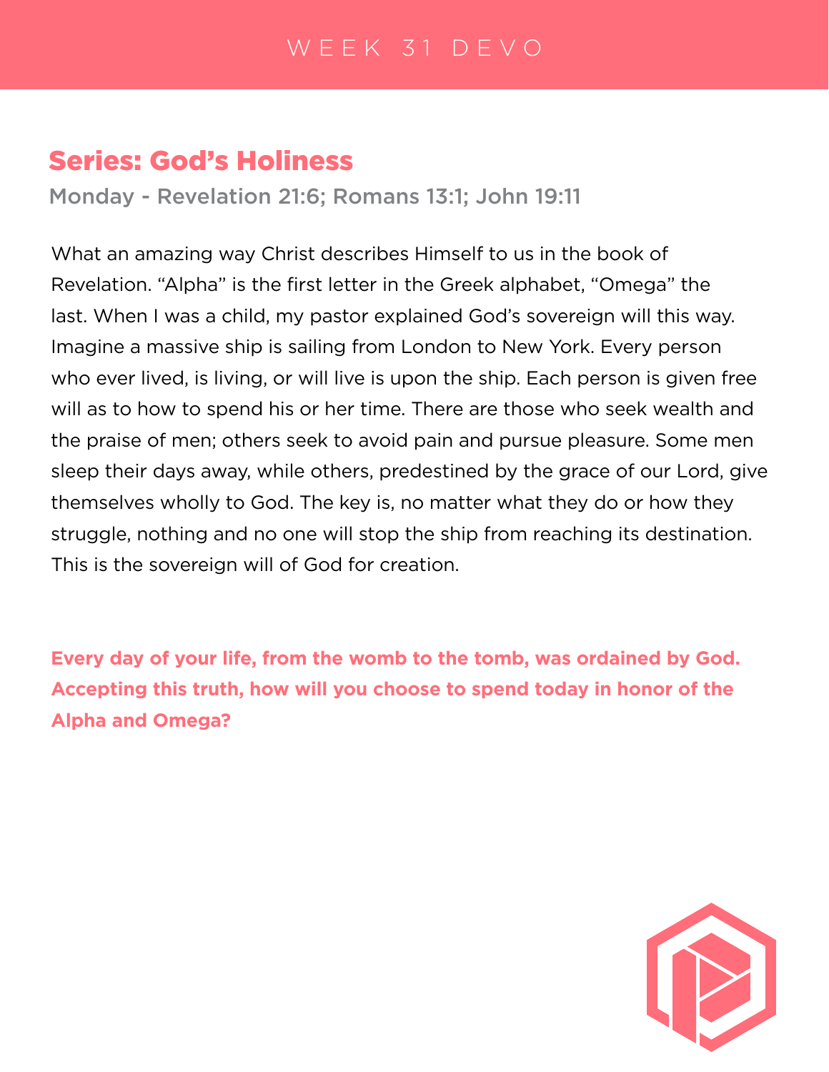# WEEK 31 DEVO

## Series: God's Holiness

### Monday - Revelation 21:6; Romans 13:1; John 19:11

What an amazing way Christ describes Himself to us in the book of Revelation. "Alpha" is the first letter in the Greek alphabet, "Omega" the last. When I was a child, my pastor explained God's sovereign will this way. Imagine a massive ship is sailing from London to New York. Every person who ever lived, is living, or will live is upon the ship. Each person is given free will as to how to spend his or her time. There are those who seek wealth and the praise of men; others seek to avoid pain and pursue pleasure. Some men sleep their days away, while others, predestined by the grace of our Lord, give themselves wholly to God. The key is, no matter what they do or how they struggle, nothing and no one will stop the ship from reaching its destination. This is the sovereign will of God for creation.

**Every day of your life, from the womb to the tomb, was ordained by God. Accepting this truth, how will you choose to spend today in honor of the Alpha and Omega?**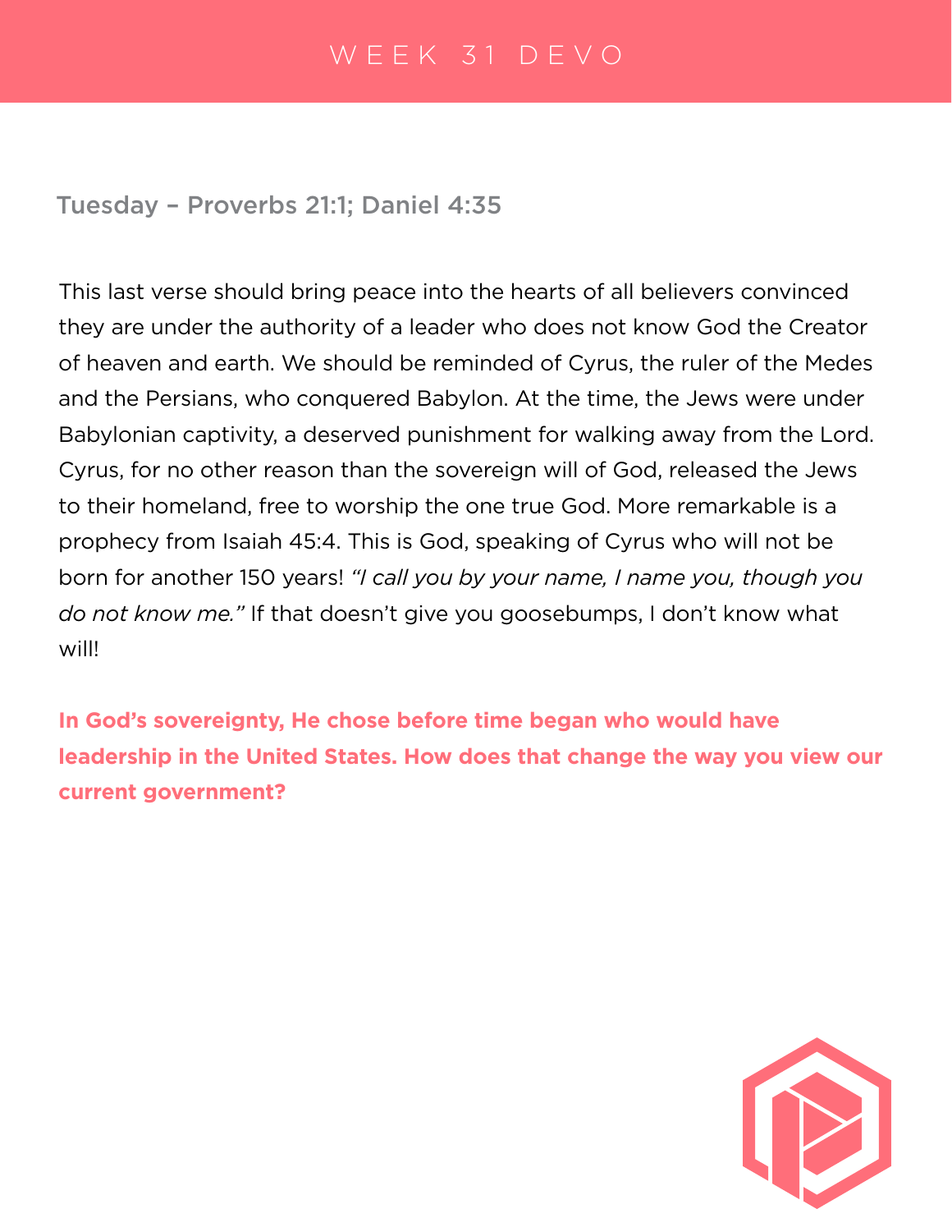# WEEK 31 DEVO

## Tuesday – Proverbs 21:1; Daniel 4:35

This last verse should bring peace into the hearts of all believers convinced they are under the authority of a leader who does not know God the Creator of heaven and earth. We should be reminded of Cyrus, the ruler of the Medes and the Persians, who conquered Babylon. At the time, the Jews were under Babylonian captivity, a deserved punishment for walking away from the Lord. Cyrus, for no other reason than the sovereign will of God, released the Jews to their homeland, free to worship the one true God. More remarkable is a prophecy from Isaiah 45:4. This is God, speaking of Cyrus who will not be born for another 150 years! *"I call you by your name, I name you, though you do not know me."* If that doesn't give you goosebumps, I don't know what will!

**In God's sovereignty, He chose before time began who would have leadership in the United States. How does that change the way you view our current government?**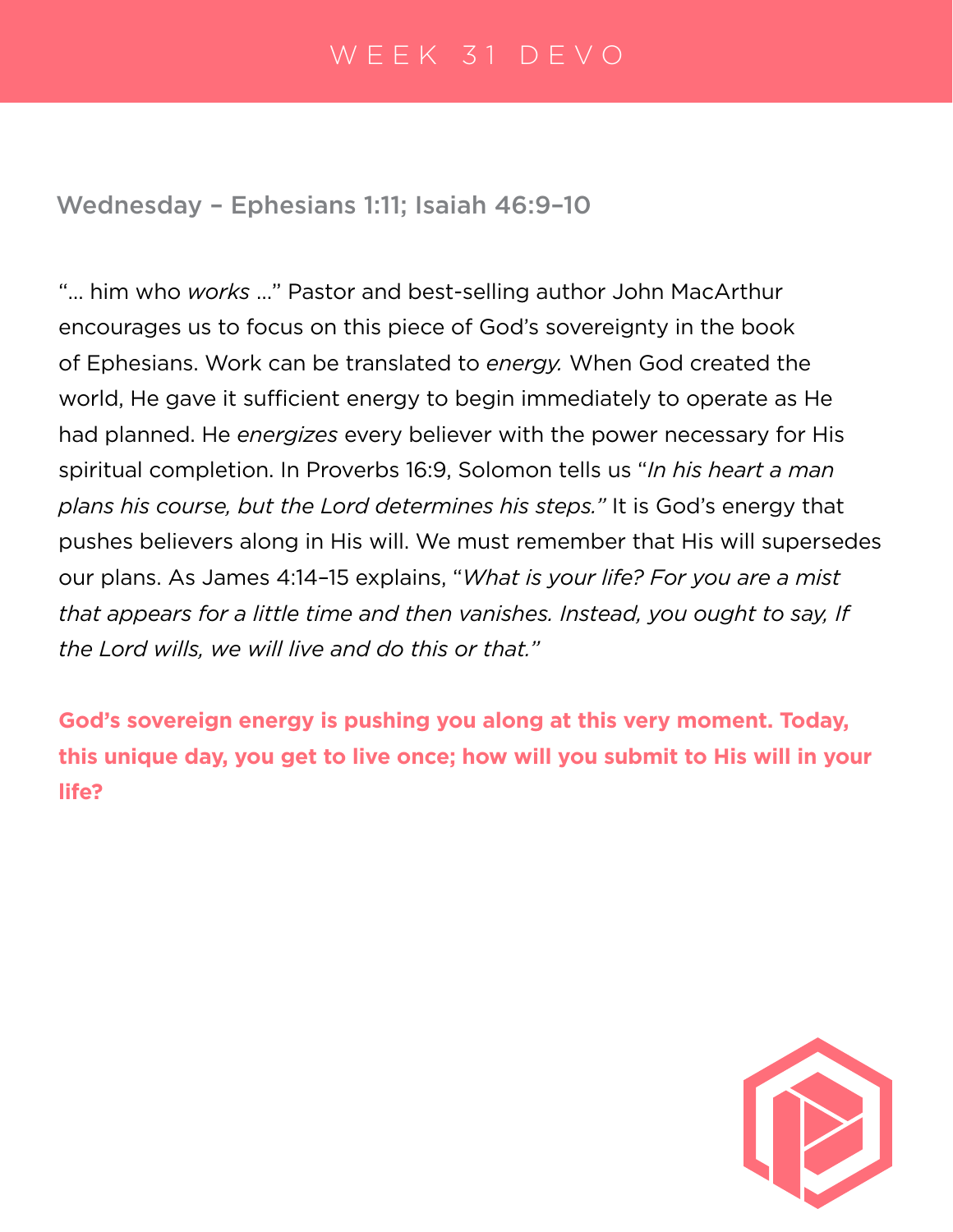# WEEK 31 DEVO

## Wednesday – Ephesians 1:11; Isaiah 46:9–10

"… him who *works* …" Pastor and best-selling author John MacArthur encourages us to focus on this piece of God's sovereignty in the book of Ephesians. Work can be translated to *energy.* When God created the world, He gave it sufficient energy to begin immediately to operate as He had planned. He *energizes* every believer with the power necessary for His spiritual completion. In Proverbs 16:9, Solomon tells us "*In his heart a man plans his course, but the Lord determines his steps.*" It is God's energy that pushes believers along in His will. We must remember that His will supersedes our plans. As James 4:14–15 explains, "*What is your life? For you are a mist that appears for a little time and then vanishes. Instead, you ought to say, If the Lord wills, we will live and do this or that.*"

**God's sovereign energy is pushing you along at this very moment. Today, this unique day, you get to live once; how will you submit to His will in your life?**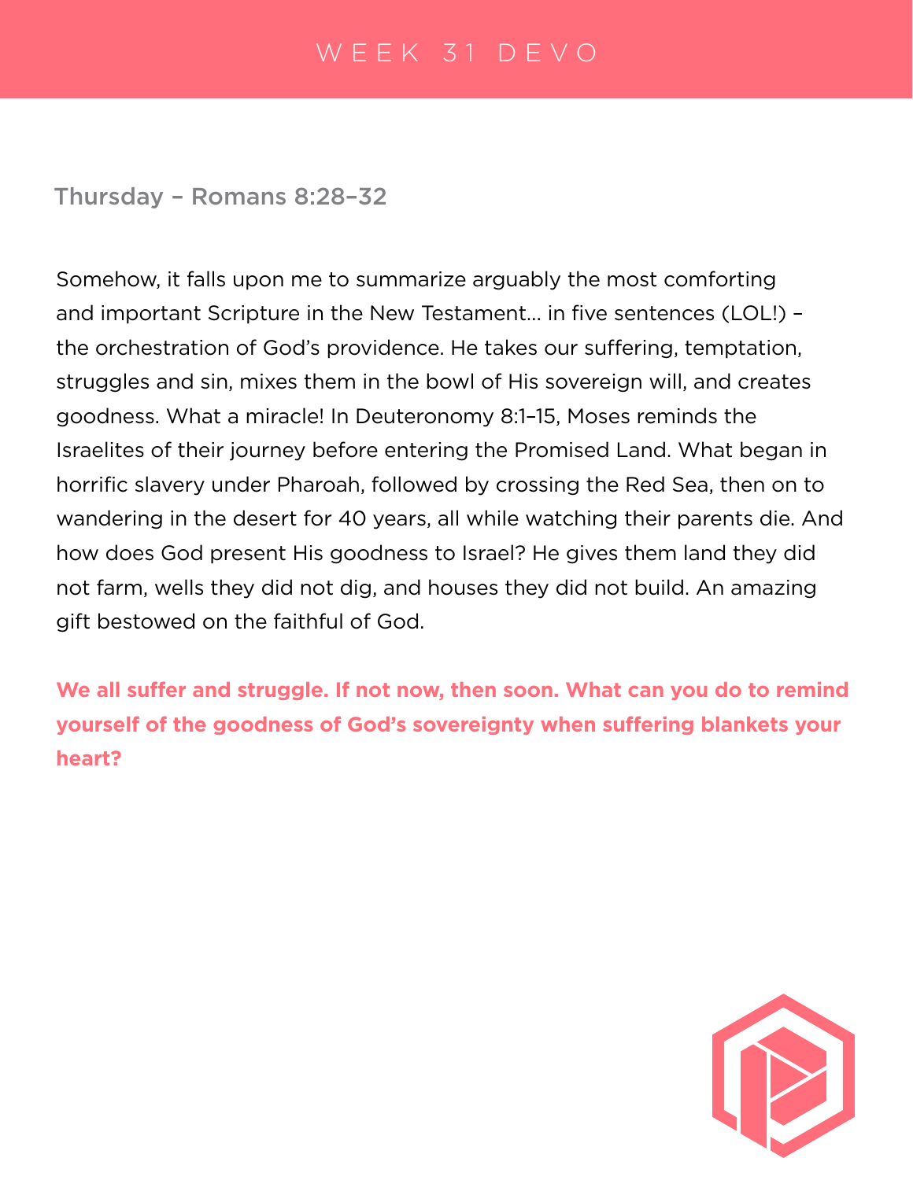# WEEK 31 DEVO

## Thursday – Romans 8:28–32

Somehow, it falls upon me to summarize arguably the most comforting and important Scripture in the New Testament… in five sentences (LOL!) – the orchestration of God's providence. He takes our suffering, temptation, struggles and sin, mixes them in the bowl of His sovereign will, and creates goodness. What a miracle! In Deuteronomy 8:1–15, Moses reminds the Israelites of their journey before entering the Promised Land. What began in horrific slavery under Pharoah, followed by crossing the Red Sea, then on to wandering in the desert for 40 years, all while watching their parents die. And how does God present His goodness to Israel? He gives them land they did not farm, wells they did not dig, and houses they did not build. An amazing gift bestowed on the faithful of God.

**We all suffer and struggle. If not now, then soon. What can you do to remind yourself of the goodness of God's sovereignty when suffering blankets your heart?**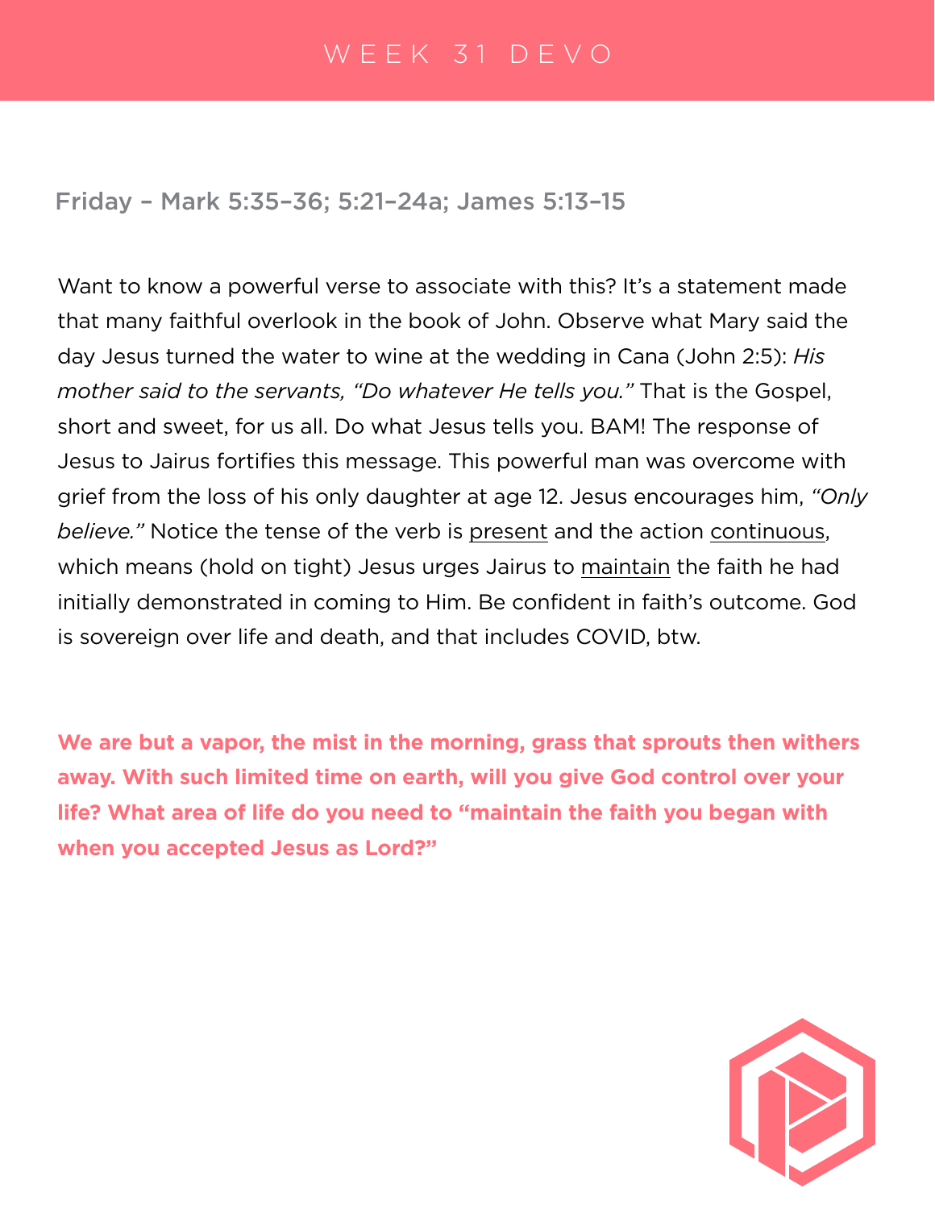# WEEK 31 DEVO

## Friday – Mark 5:35–36; 5:21–24a; James 5:13–15

Want to know a powerful verse to associate with this? It's a statement made that many faithful overlook in the book of John. Observe what Mary said the day Jesus turned the water to wine at the wedding in Cana (John 2:5): *His mother said to the servants, "Do whatever He tells you."* That is the Gospel, short and sweet, for us all. Do what Jesus tells you. BAM! The response of Jesus to Jairus fortifies this message. This powerful man was overcome with grief from the loss of his only daughter at age 12. Jesus encourages him, *"Only believe."* Notice the tense of the verb is <u>present</u> and the action <u>continuous</u>, which means (hold on tight) Jesus urges Jairus to <u>maintain</u> the faith he had initially demonstrated in coming to Him. Be confident in faith's outcome. God is sovereign over life and death, and that includes COVID, btw.

**We are but a vapor, the mist in the morning, grass that sprouts then withers away. With such limited time on earth, will you give God control over your life? What area of life do you need to "maintain the faith you began with when you accepted Jesus as Lord?"**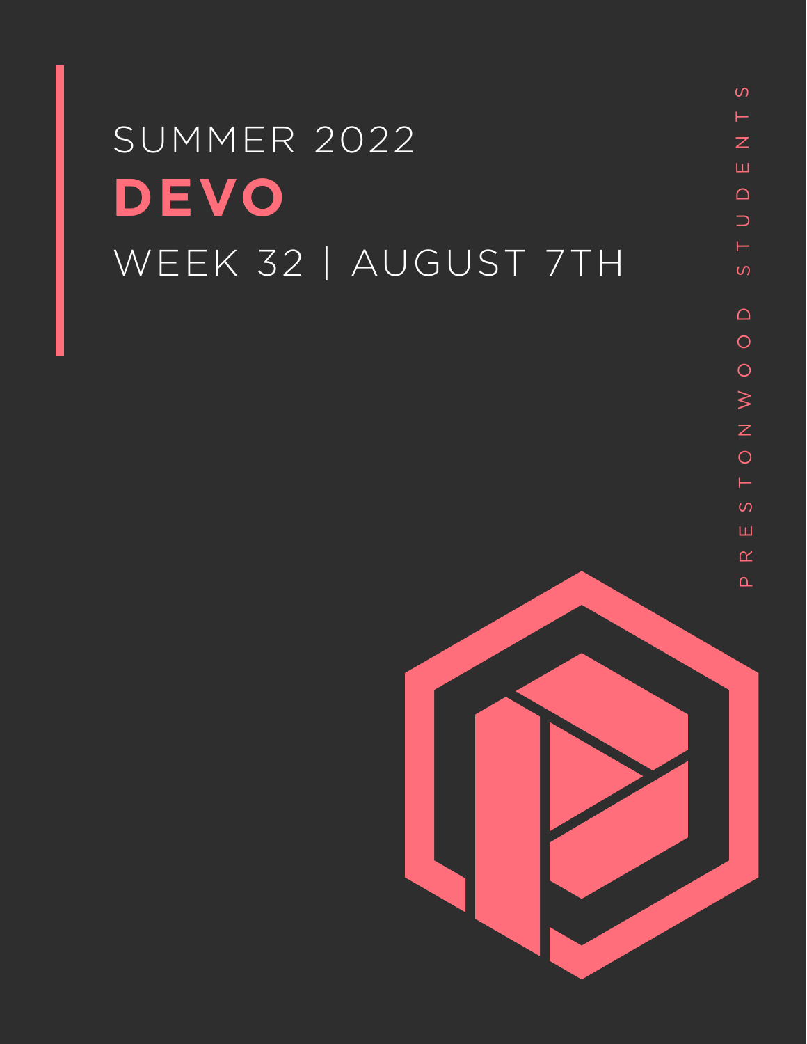SUMMER 2022

# DEVO

WEEK 32 | AUGUST 7TH

PRESTONWOOD STUDENTS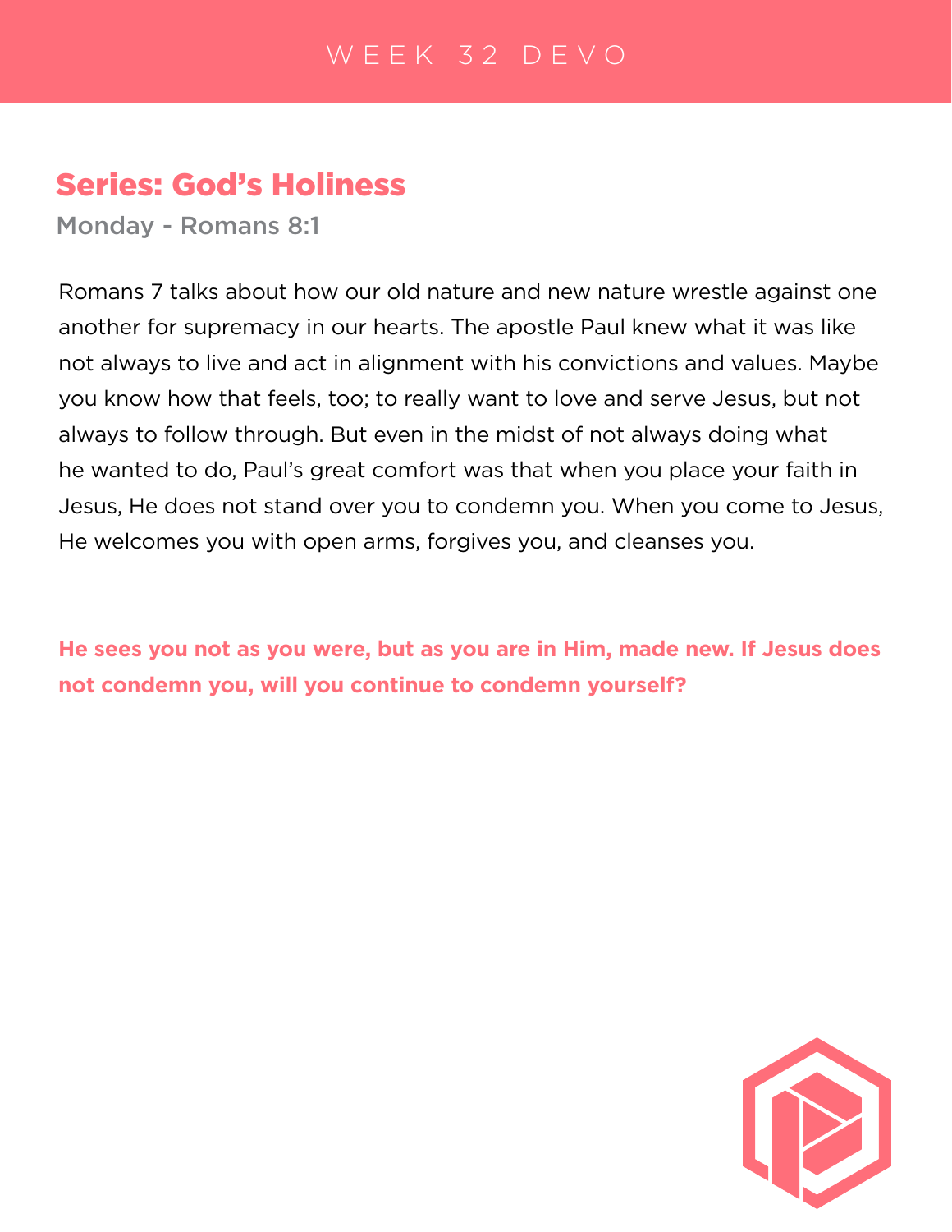# WEEK 32 DEVO

## Series: God's Holiness

### Monday - Romans 8:1

Romans 7 talks about how our old nature and new nature wrestle against one another for supremacy in our hearts. The apostle Paul knew what it was like not always to live and act in alignment with his convictions and values. Maybe you know how that feels, too; to really want to love and serve Jesus, but not always to follow through. But even in the midst of not always doing what he wanted to do, Paul's great comfort was that when you place your faith in Jesus, He does not stand over you to condemn you. When you come to Jesus, He welcomes you with open arms, forgives you, and cleanses you.

**He sees you not as you were, but as you are in Him, made new. If Jesus does not condemn you, will you continue to condemn yourself?**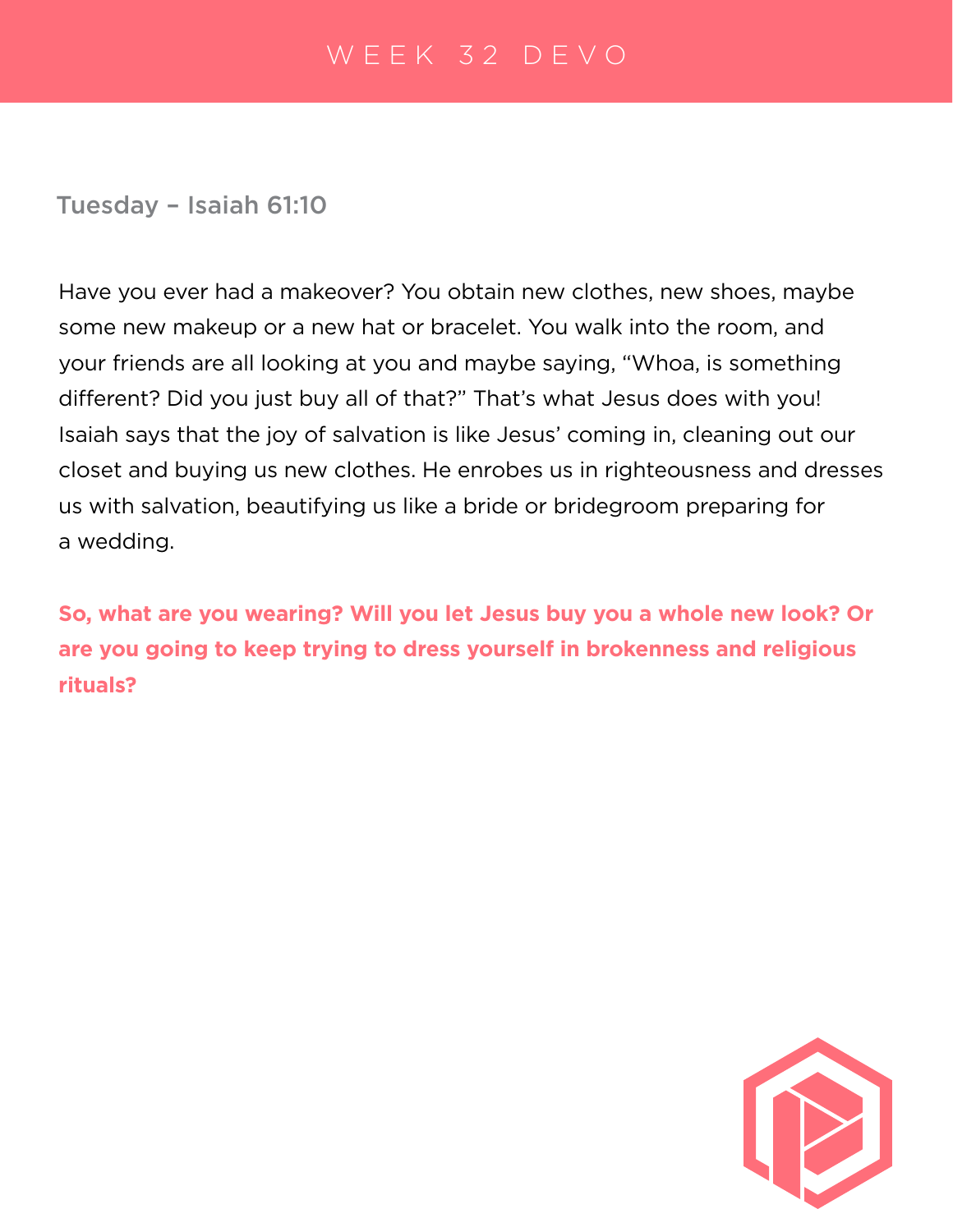# WEEK 32 DEVO

## Tuesday – Isaiah 61:10

Have you ever had a makeover? You obtain new clothes, new shoes, maybe some new makeup or a new hat or bracelet. You walk into the room, and your friends are all looking at you and maybe saying, "Whoa, is something different? Did you just buy all of that?" That's what Jesus does with you! Isaiah says that the joy of salvation is like Jesus' coming in, cleaning out our closet and buying us new clothes. He enrobes us in righteousness and dresses us with salvation, beautifying us like a bride or bridegroom preparing for a wedding.

**So, what are you wearing? Will you let Jesus buy you a whole new look? Or are you going to keep trying to dress yourself in brokenness and religious rituals?**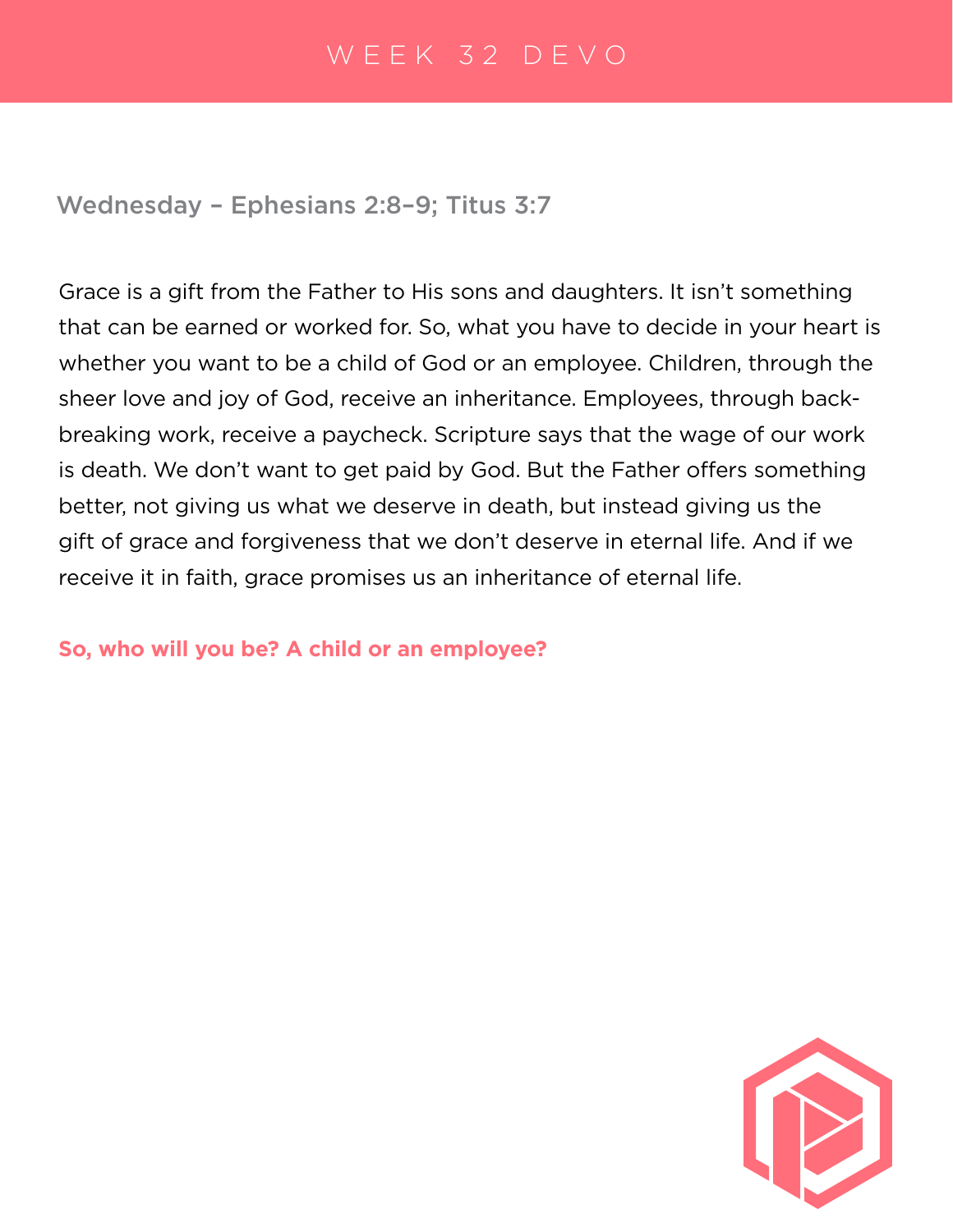# WEEK 32 DEVO

## Wednesday – Ephesians 2:8–9; Titus 3:7

Grace is a gift from the Father to His sons and daughters. It isn't something that can be earned or worked for. So, what you have to decide in your heart is whether you want to be a child of God or an employee. Children, through the sheer love and joy of God, receive an inheritance. Employees, through back-breaking work, receive a paycheck. Scripture says that the wage of our work is death. We don't want to get paid by God. But the Father offers something better, not giving us what we deserve in death, but instead giving us the gift of grace and forgiveness that we don't deserve in eternal life. And if we receive it in faith, grace promises us an inheritance of eternal life.

**So, who will you be? A child or an employee?**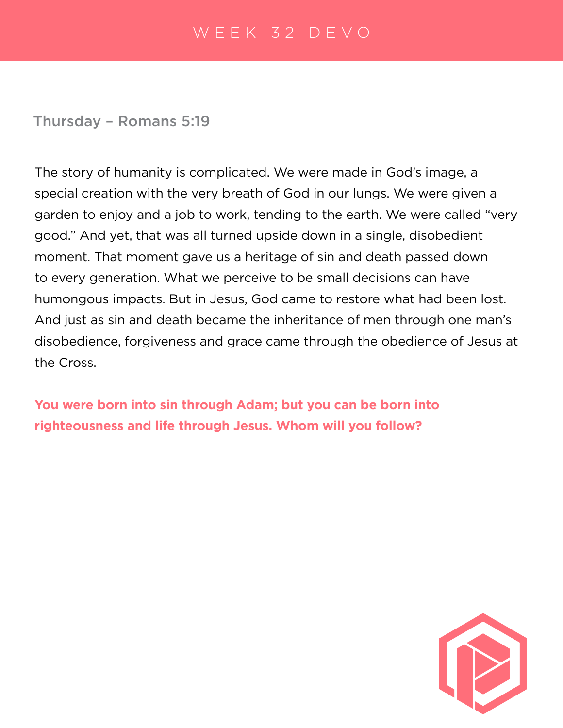# WEEK 32 DEVO

## Thursday – Romans 5:19

The story of humanity is complicated. We were made in God's image, a special creation with the very breath of God in our lungs. We were given a garden to enjoy and a job to work, tending to the earth. We were called "very good." And yet, that was all turned upside down in a single, disobedient moment. That moment gave us a heritage of sin and death passed down to every generation. What we perceive to be small decisions can have humongous impacts. But in Jesus, God came to restore what had been lost. And just as sin and death became the inheritance of men through one man's disobedience, forgiveness and grace came through the obedience of Jesus at the Cross.

**You were born into sin through Adam; but you can be born into righteousness and life through Jesus. Whom will you follow?**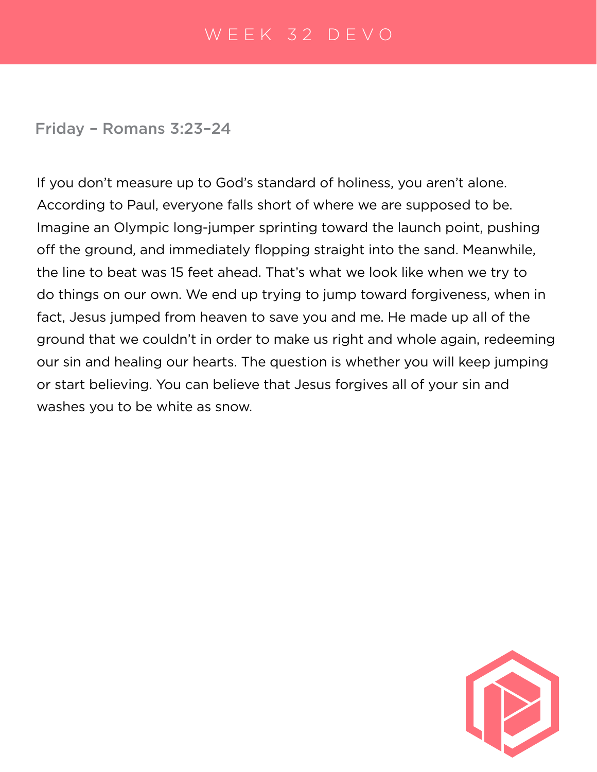# WEEK 32 DEVO

## Friday – Romans 3:23–24

If you don't measure up to God's standard of holiness, you aren't alone. According to Paul, everyone falls short of where we are supposed to be. Imagine an Olympic long-jumper sprinting toward the launch point, pushing off the ground, and immediately flopping straight into the sand. Meanwhile, the line to beat was 15 feet ahead. That's what we look like when we try to do things on our own. We end up trying to jump toward forgiveness, when in fact, Jesus jumped from heaven to save you and me. He made up all of the ground that we couldn't in order to make us right and whole again, redeeming our sin and healing our hearts. The question is whether you will keep jumping or start believing. You can believe that Jesus forgives all of your sin and washes you to be white as snow.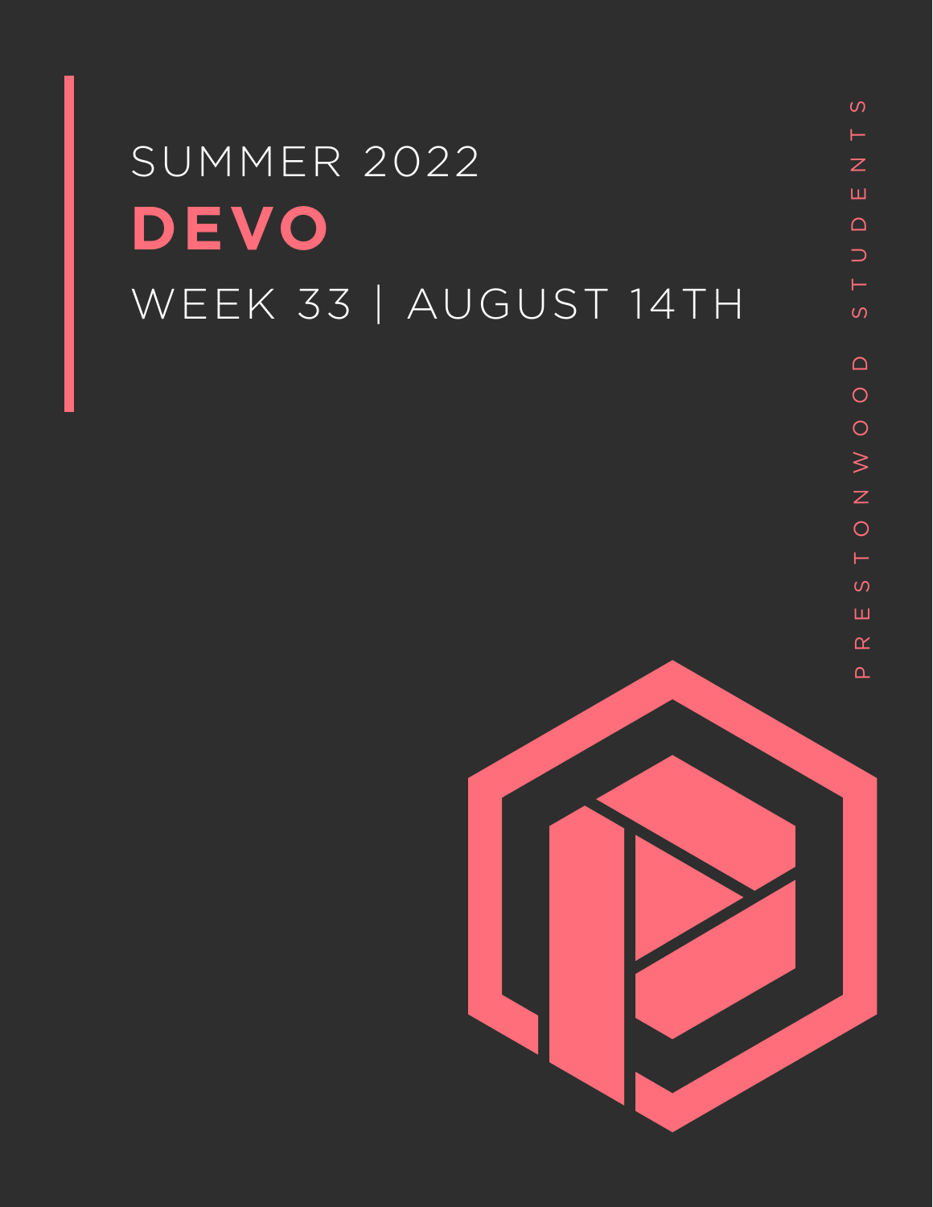SUMMER 2022

# DEVO

WEEK 33 | AUGUST 14TH

PRESTONWOOD STUDENTS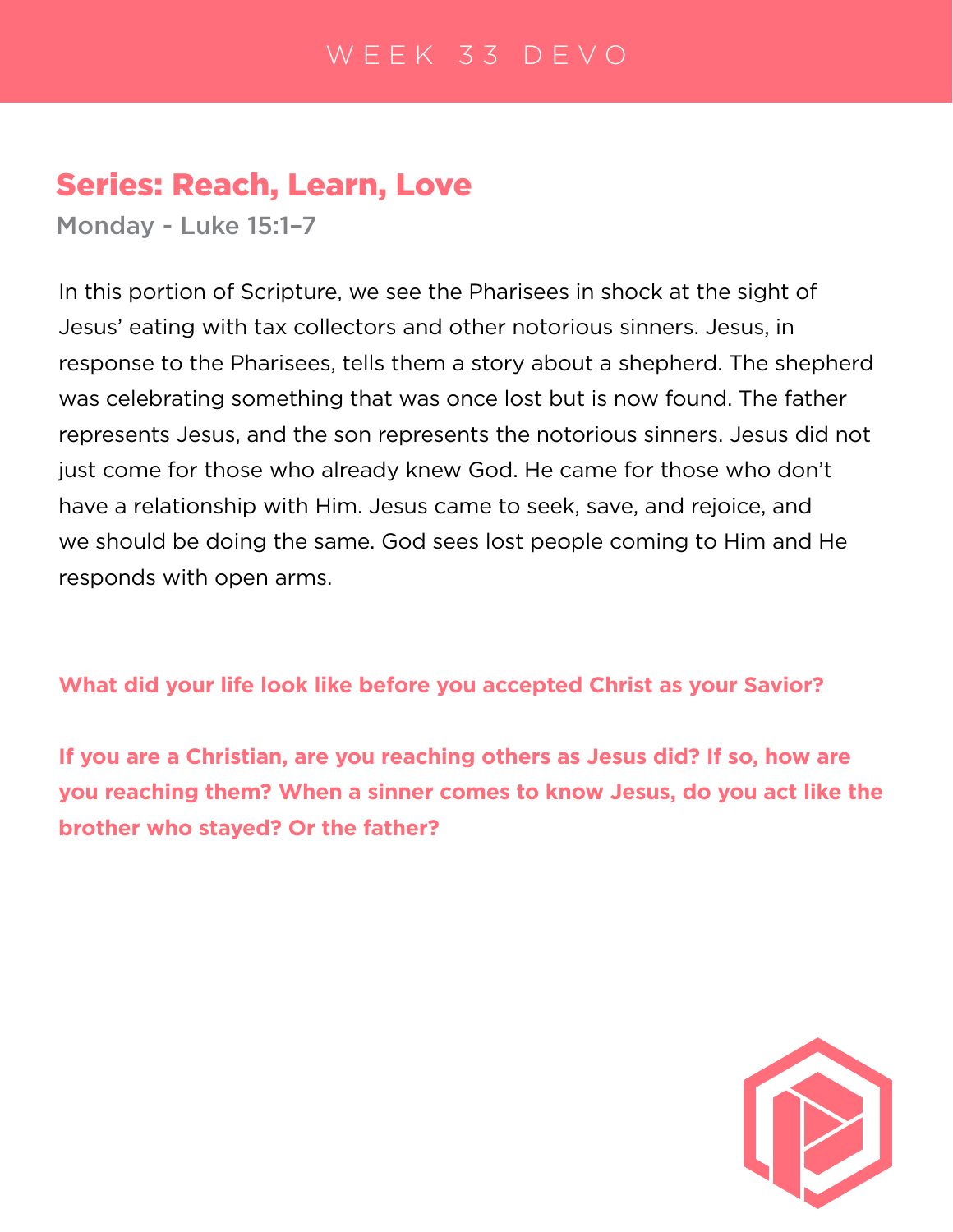WEEK 33 DEVO

## Series: Reach, Learn, Love

**Monday - Luke 15:1–7**

In this portion of Scripture, we see the Pharisees in shock at the sight of Jesus' eating with tax collectors and other notorious sinners. Jesus, in response to the Pharisees, tells them a story about a shepherd. The shepherd was celebrating something that was once lost but is now found. The father represents Jesus, and the son represents the notorious sinners. Jesus did not just come for those who already knew God. He came for those who don't have a relationship with Him. Jesus came to seek, save, and rejoice, and we should be doing the same. God sees lost people coming to Him and He responds with open arms.

**What did your life look like before you accepted Christ as your Savior?**

**If you are a Christian, are you reaching others as Jesus did? If so, how are you reaching them? When a sinner comes to know Jesus, do you act like the brother who stayed? Or the father?**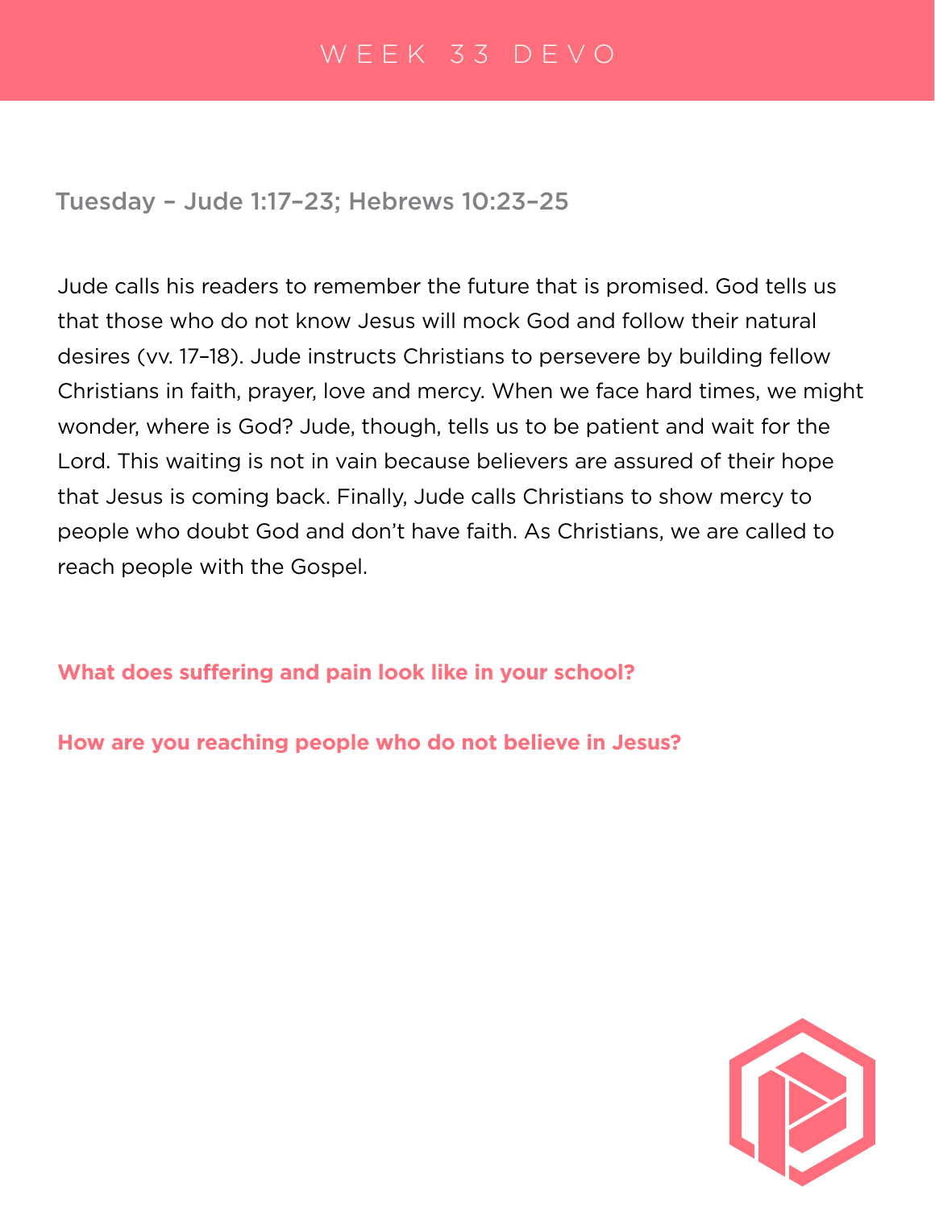# WEEK 33 DEVO

## Tuesday – Jude 1:17–23; Hebrews 10:23–25

Jude calls his readers to remember the future that is promised. God tells us that those who do not know Jesus will mock God and follow their natural desires (vv. 17–18). Jude instructs Christians to persevere by building fellow Christians in faith, prayer, love and mercy. When we face hard times, we might wonder, where is God? Jude, though, tells us to be patient and wait for the Lord. This waiting is not in vain because believers are assured of their hope that Jesus is coming back. Finally, Jude calls Christians to show mercy to people who doubt God and don't have faith. As Christians, we are called to reach people with the Gospel.

**What does suffering and pain look like in your school?**

**How are you reaching people who do not believe in Jesus?**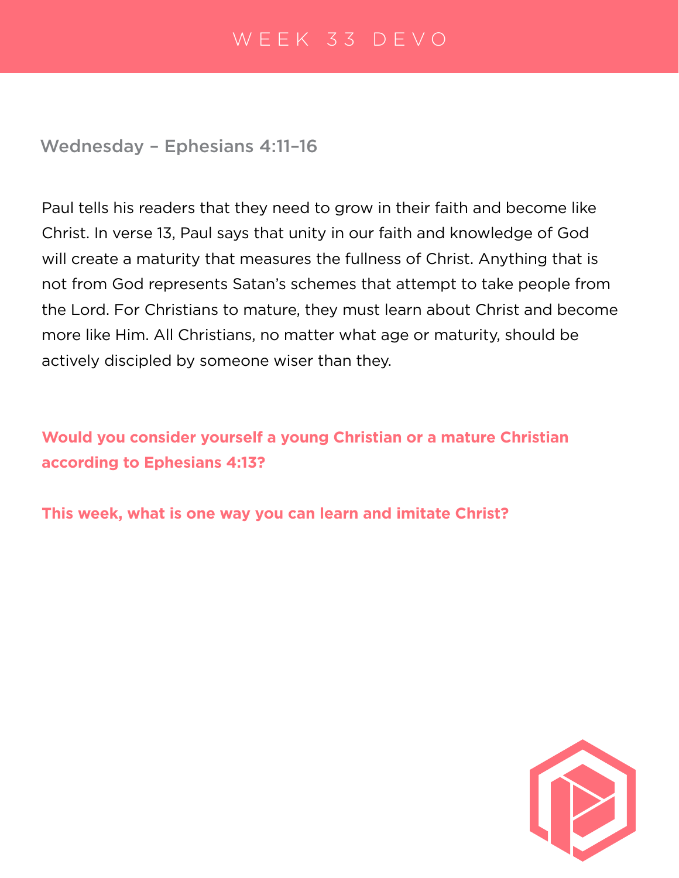# WEEK 33 DEVO

## Wednesday – Ephesians 4:11–16

Paul tells his readers that they need to grow in their faith and become like Christ. In verse 13, Paul says that unity in our faith and knowledge of God will create a maturity that measures the fullness of Christ. Anything that is not from God represents Satan's schemes that attempt to take people from the Lord. For Christians to mature, they must learn about Christ and become more like Him. All Christians, no matter what age or maturity, should be actively discipled by someone wiser than they.

**Would you consider yourself a young Christian or a mature Christian according to Ephesians 4:13?**

**This week, what is one way you can learn and imitate Christ?**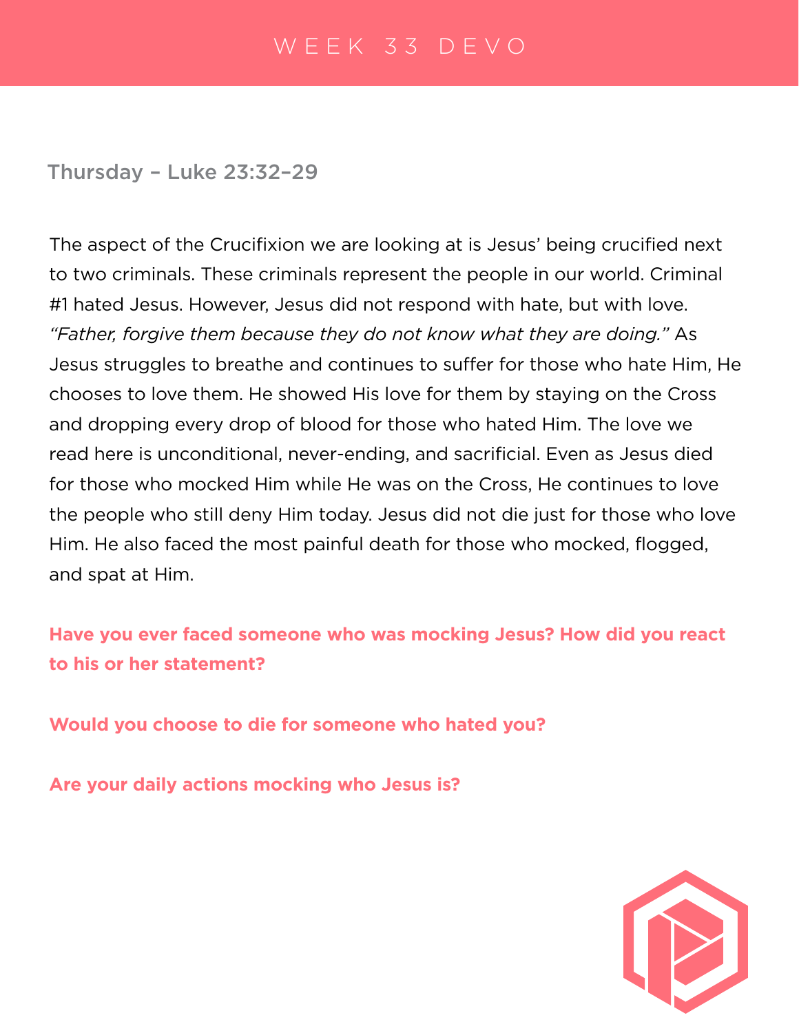# WEEK 33 DEVO

## Thursday – Luke 23:32–29

The aspect of the Crucifixion we are looking at is Jesus' being crucified next to two criminals. These criminals represent the people in our world. Criminal #1 hated Jesus. However, Jesus did not respond with hate, but with love. *"Father, forgive them because they do not know what they are doing."* As Jesus struggles to breathe and continues to suffer for those who hate Him, He chooses to love them. He showed His love for them by staying on the Cross and dropping every drop of blood for those who hated Him. The love we read here is unconditional, never-ending, and sacrificial. Even as Jesus died for those who mocked Him while He was on the Cross, He continues to love the people who still deny Him today. Jesus did not die just for those who love Him. He also faced the most painful death for those who mocked, flogged, and spat at Him.

**Have you ever faced someone who was mocking Jesus? How did you react to his or her statement?**

**Would you choose to die for someone who hated you?**

**Are your daily actions mocking who Jesus is?**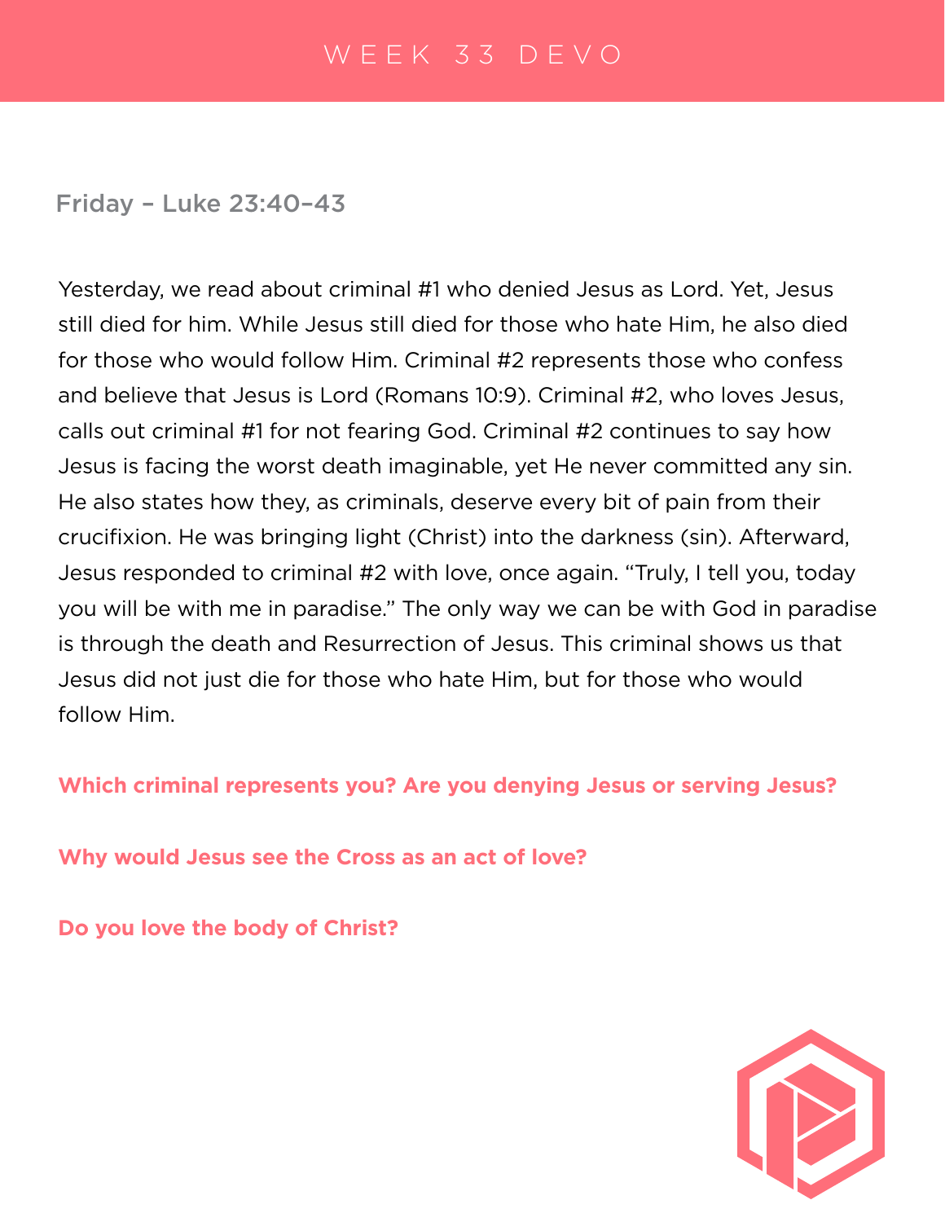# WEEK 33 DEVO

## Friday – Luke 23:40–43

Yesterday, we read about criminal #1 who denied Jesus as Lord. Yet, Jesus still died for him. While Jesus still died for those who hate Him, he also died for those who would follow Him. Criminal #2 represents those who confess and believe that Jesus is Lord (Romans 10:9). Criminal #2, who loves Jesus, calls out criminal #1 for not fearing God. Criminal #2 continues to say how Jesus is facing the worst death imaginable, yet He never committed any sin. He also states how they, as criminals, deserve every bit of pain from their crucifixion. He was bringing light (Christ) into the darkness (sin). Afterward, Jesus responded to criminal #2 with love, once again. "Truly, I tell you, today you will be with me in paradise." The only way we can be with God in paradise is through the death and Resurrection of Jesus. This criminal shows us that Jesus did not just die for those who hate Him, but for those who would follow Him.

**Which criminal represents you? Are you denying Jesus or serving Jesus?**

**Why would Jesus see the Cross as an act of love?**

**Do you love the body of Christ?**